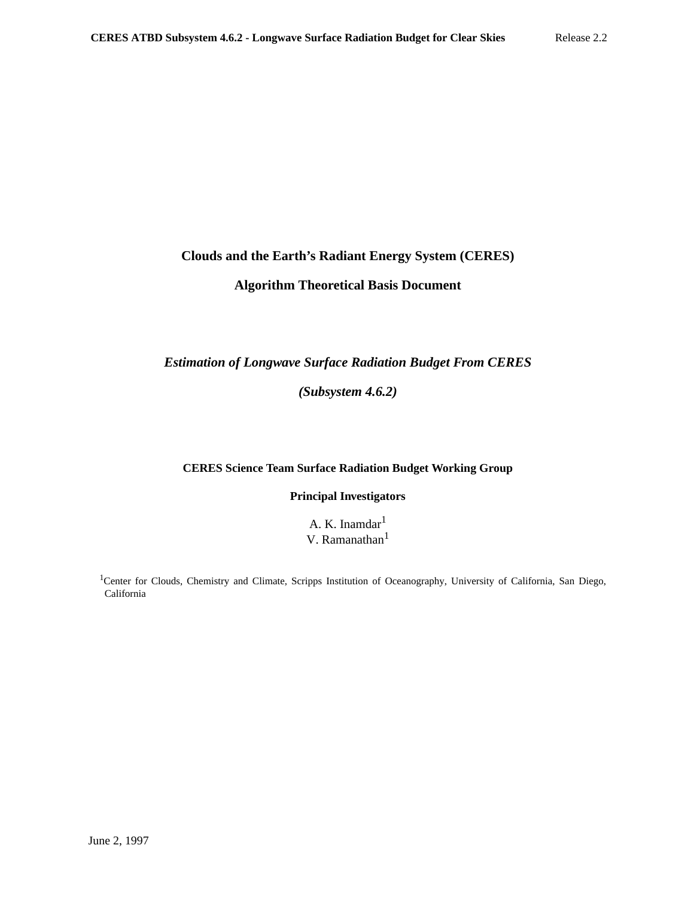# Clouds and the Earth's Radiant Energy System (CERES)

# Algorithm Theoretical Basis Document

## *Estimation of Longwave Surface Radiation Budget From CERES*

## *(Subsystem 4.6.2)*

**CERES Science Team Surface Radiation Budget Working Group**

**Principal Investigators**

A. K. Inamdar[1]
V. Ramanathan[1]

[1]Center for Clouds, Chemistry and Climate, Scripps Institution of Oceanography, University of California, San Diego, California

June 2, 1997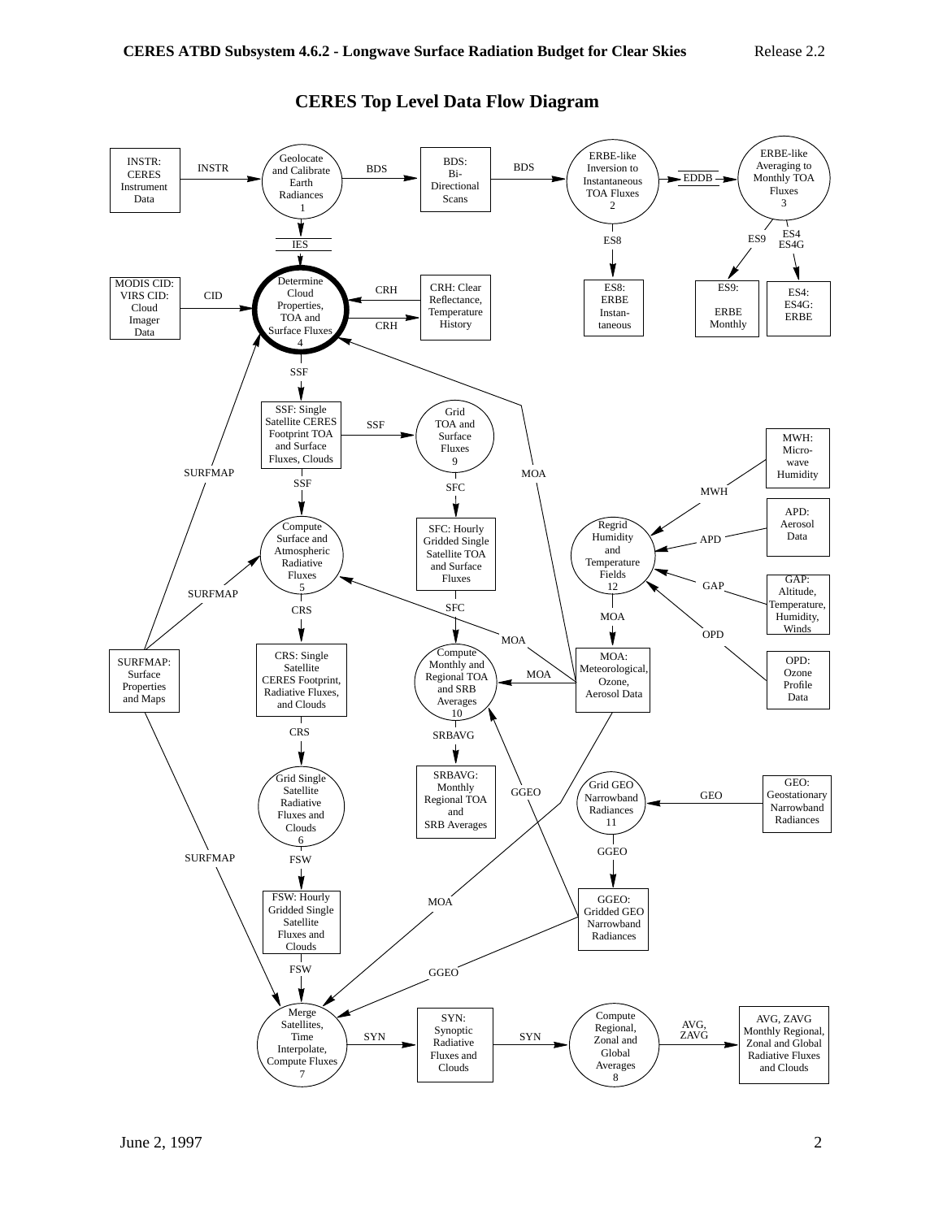## CERES Top Level Data Flow Diagram

**Processes:**

1. Geolocate and Calibrate Earth Radiances
2. ERBE-like Inversion to Instantaneous TOA Fluxes
3. ERBE-like Averaging to Monthly TOA Fluxes
4. Determine Cloud Properties, TOA and Surface Fluxes
5. Compute Surface and Atmospheric Radiative Fluxes
6. Grid Single Satellite Radiative Fluxes and Clouds
7. Merge Satellites, Time Interpolate, Compute Fluxes
8. Compute Regional, Zonal and Global Averages
9. Grid TOA and Surface Fluxes
10. Compute Monthly and Regional TOA and SRB Averages
11. Grid GEO Narrowband Radiances
12. Regrid Humidity and Temperature Fields

**Data products and inputs:**

- INSTR: CERES Instrument Data
- BDS: Bi-Directional Scans
- EDDB
- IES
- ES8: ERBE Instantaneous
- ES9: ERBE Monthly
- ES4: ES4G: ERBE
- MODIS CID: VIRS CID: Cloud Imager Data
- CRH: Clear Reflectance, Temperature History
- SSF: Single Satellite CERES Footprint TOA and Surface Fluxes, Clouds
- SFC: Hourly Gridded Single Satellite TOA and Surface Fluxes
- CRS: Single Satellite CERES Footprint, Radiative Fluxes, and Clouds
- FSW: Hourly Gridded Single Satellite Fluxes and Clouds
- SRBAVG: Monthly Regional TOA and SRB Averages
- SURFMAP: Surface Properties and Maps
- MOA: Meteorological, Ozone, Aerosol Data
- MWH: Microwave Humidity
- APD: Aerosol Data
- GAP: Altitude, Temperature, Humidity, Winds
- OPD: Ozone Profile Data
- GEO: Geostationary Narrowband Radiances
- GGEO: Gridded GEO Narrowband Radiances
- SYN: Synoptic Radiative Fluxes and Clouds
- AVG, ZAVG: Monthly Regional, Zonal and Global Radiative Fluxes and Clouds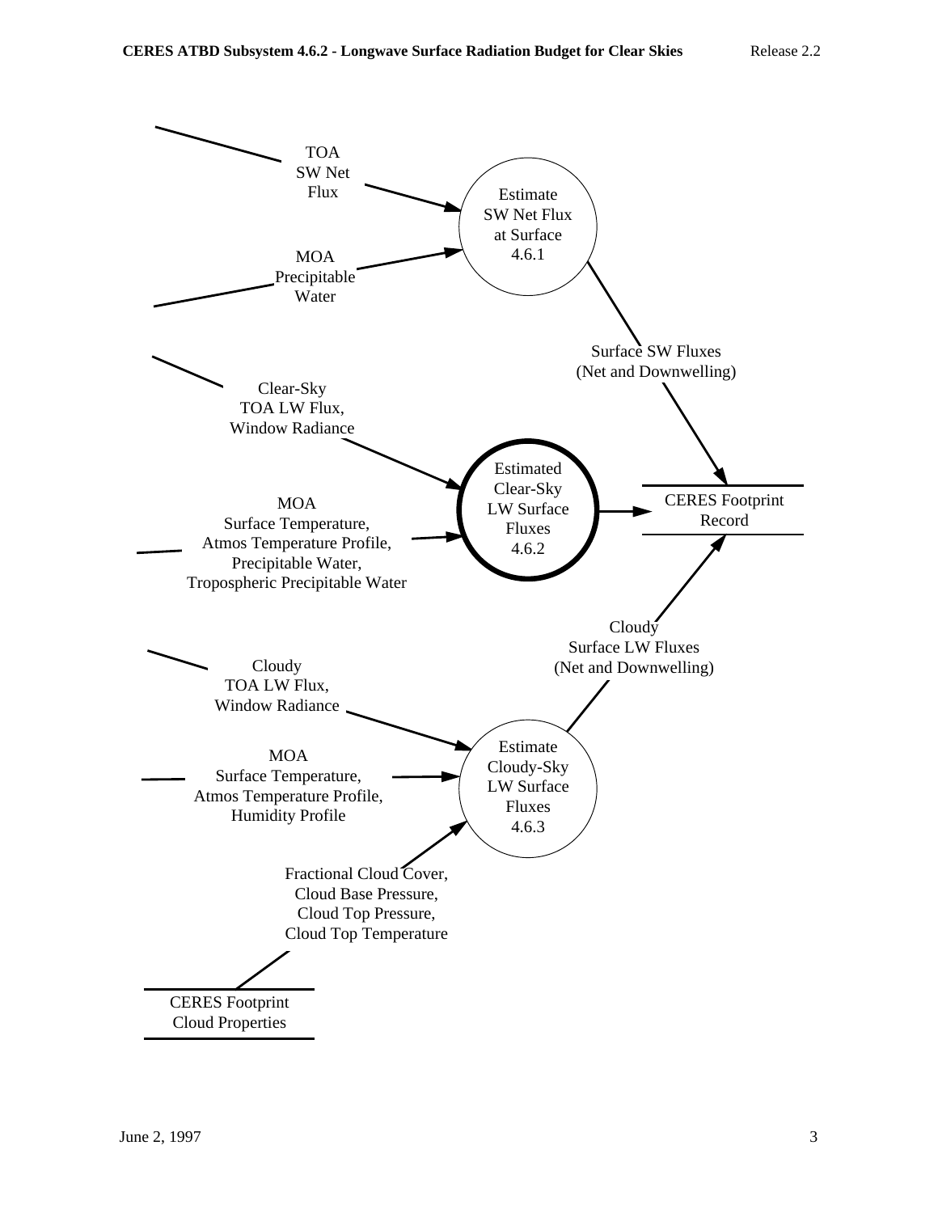TOA SW Net Flux

MOA Precipitable Water

Estimate SW Net Flux at Surface 4.6.1

Surface SW Fluxes (Net and Downwelling)

Clear-Sky TOA LW Flux, Window Radiance

MOA Surface Temperature, Atmos Temperature Profile, Precipitable Water, Tropospheric Precipitable Water

Estimated Clear-Sky LW Surface Fluxes 4.6.2

CERES Footprint Record

Cloudy Surface LW Fluxes (Net and Downwelling)

Cloudy TOA LW Flux, Window Radiance

MOA Surface Temperature, Atmos Temperature Profile, Humidity Profile

Estimate Cloudy-Sky LW Surface Fluxes 4.6.3

Fractional Cloud Cover, Cloud Base Pressure, Cloud Top Pressure, Cloud Top Temperature

CERES Footprint Cloud Properties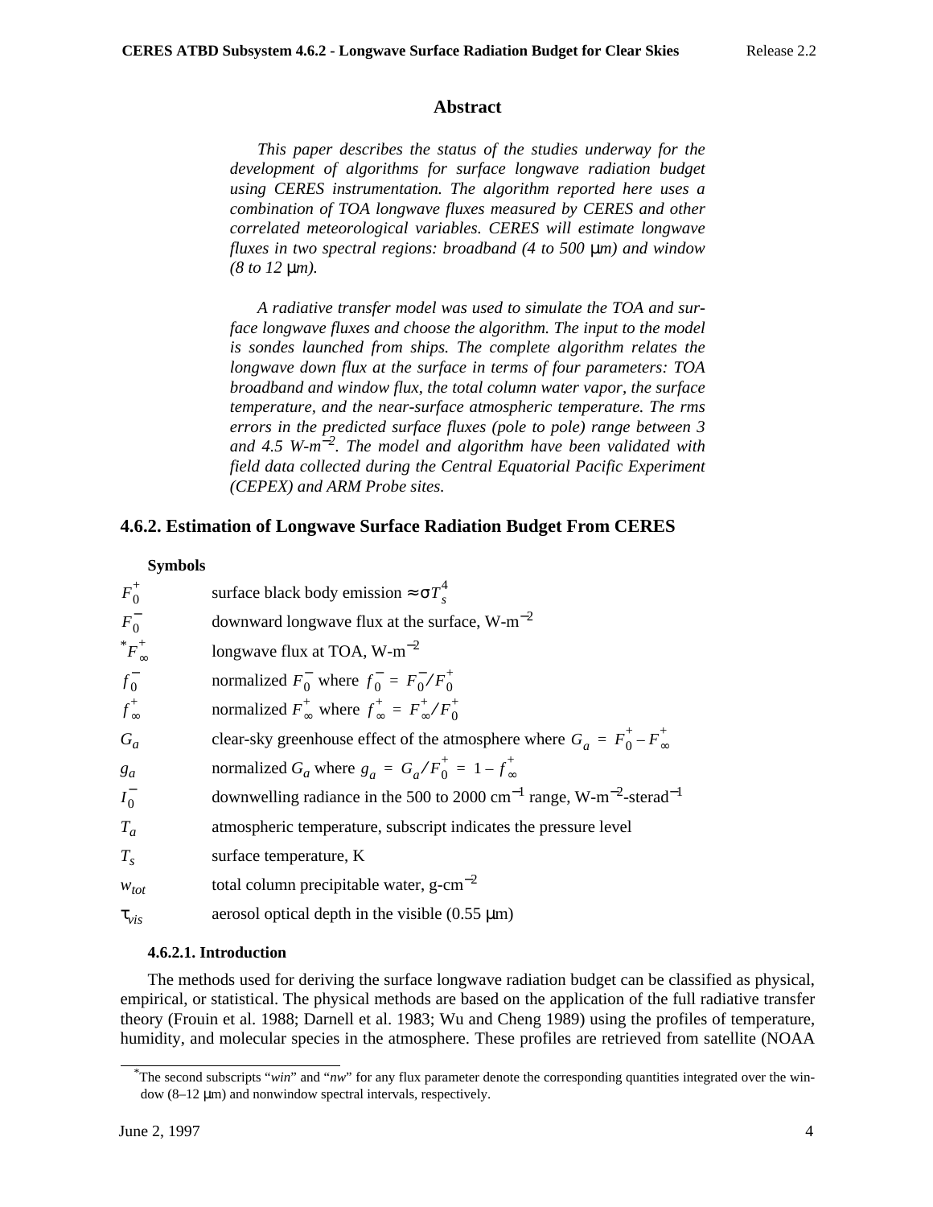## Abstract

*This paper describes the status of the studies underway for the development of algorithms for surface longwave radiation budget using CERES instrumentation. The algorithm reported here uses a combination of TOA longwave fluxes measured by CERES and other correlated meteorological variables. CERES will estimate longwave fluxes in two spectral regions: broadband (4 to 500 μm) and window (8 to 12 μm).*

*A radiative transfer model was used to simulate the TOA and surface longwave fluxes and choose the algorithm. The input to the model is sondes launched from ships. The complete algorithm relates the longwave down flux at the surface in terms of four parameters: TOA broadband and window flux, the total column water vapor, the surface temperature, and the near-surface atmospheric temperature. The rms errors in the predicted surface fluxes (pole to pole) range between 3 and 4.5 W-m$^{-2}$. The model and algorithm have been validated with field data collected during the Central Equatorial Pacific Experiment (CEPEX) and ARM Probe sites.*

## 4.6.2. Estimation of Longwave Surface Radiation Budget From CERES

**Symbols**

| | |
|---|---|
| $F_0^+$ | surface black body emission $\approx \sigma T_s^4$ |
| $F_0^-$ | downward longwave flux at the surface, W-m$^{-2}$ |
| $^*F_\infty^+$ | longwave flux at TOA, W-m$^{-2}$ |
| $f_0^-$ | normalized $F_0^-$ where $f_0^- = F_0^-/F_0^+$ |
| $f_\infty^+$ | normalized $F_\infty^+$ where $f_\infty^+ = F_\infty^+/F_0^+$ |
| $G_a$ | clear-sky greenhouse effect of the atmosphere where $G_a = F_0^+ - F_\infty^+$ |
| $g_a$ | normalized $G_a$ where $g_a = G_a/F_0^+ = 1 - f_\infty^+$ |
| $I_0^-$ | downwelling radiance in the 500 to 2000 cm$^{-1}$ range, W-m$^{-2}$-sterad$^{-1}$ |
| $T_a$ | atmospheric temperature, subscript indicates the pressure level |
| $T_s$ | surface temperature, K |
| $w_{tot}$ | total column precipitable water, g-cm$^{-2}$ |
| $\tau_{vis}$ | aerosol optical depth in the visible (0.55 μm) |

### 4.6.2.1. Introduction

The methods used for deriving the surface longwave radiation budget can be classified as physical, empirical, or statistical. The physical methods are based on the application of the full radiative transfer theory (Frouin et al. 1988; Darnell et al. 1983; Wu and Cheng 1989) using the profiles of temperature, humidity, and molecular species in the atmosphere. These profiles are retrieved from satellite (NOAA

*The second subscripts "*win*" and "*nw*" for any flux parameter denote the corresponding quantities integrated over the window (8–12 μm) and nonwindow spectral intervals, respectively.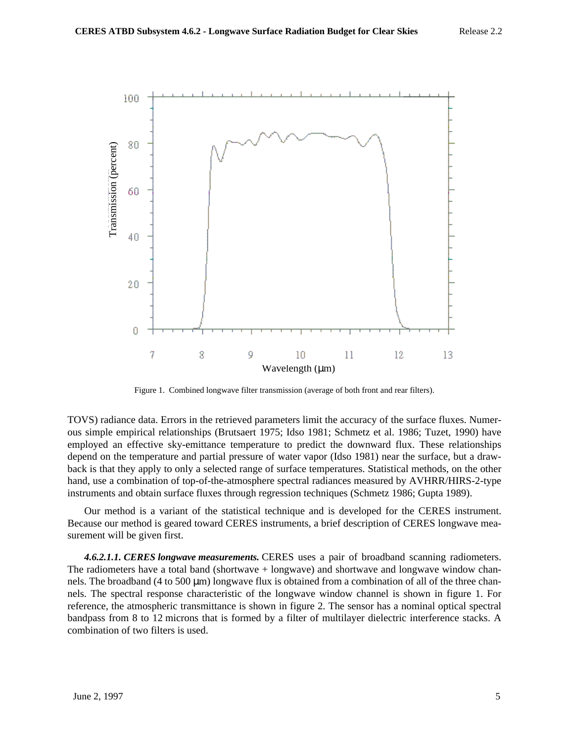Figure 1. Combined longwave filter transmission (average of both front and rear filters).

TOVS) radiance data. Errors in the retrieved parameters limit the accuracy of the surface fluxes. Numerous simple empirical relationships (Brutsaert 1975; Idso 1981; Schmetz et al. 1986; Tuzet, 1990) have employed an effective sky-emittance temperature to predict the downward flux. These relationships depend on the temperature and partial pressure of water vapor (Idso 1981) near the surface, but a drawback is that they apply to only a selected range of surface temperatures. Statistical methods, on the other hand, use a combination of top-of-the-atmosphere spectral radiances measured by AVHRR/HIRS-2-type instruments and obtain surface fluxes through regression techniques (Schmetz 1986; Gupta 1989).

Our method is a variant of the statistical technique and is developed for the CERES instrument. Because our method is geared toward CERES instruments, a brief description of CERES longwave measurement will be given first.

***4.6.2.1.1. CERES longwave measurements.*** CERES uses a pair of broadband scanning radiometers. The radiometers have a total band (shortwave + longwave) and shortwave and longwave window channels. The broadband (4 to 500 μm) longwave flux is obtained from a combination of all of the three channels. The spectral response characteristic of the longwave window channel is shown in figure 1. For reference, the atmospheric transmittance is shown in figure 2. The sensor has a nominal optical spectral bandpass from 8 to 12 microns that is formed by a filter of multilayer dielectric interference stacks. A combination of two filters is used.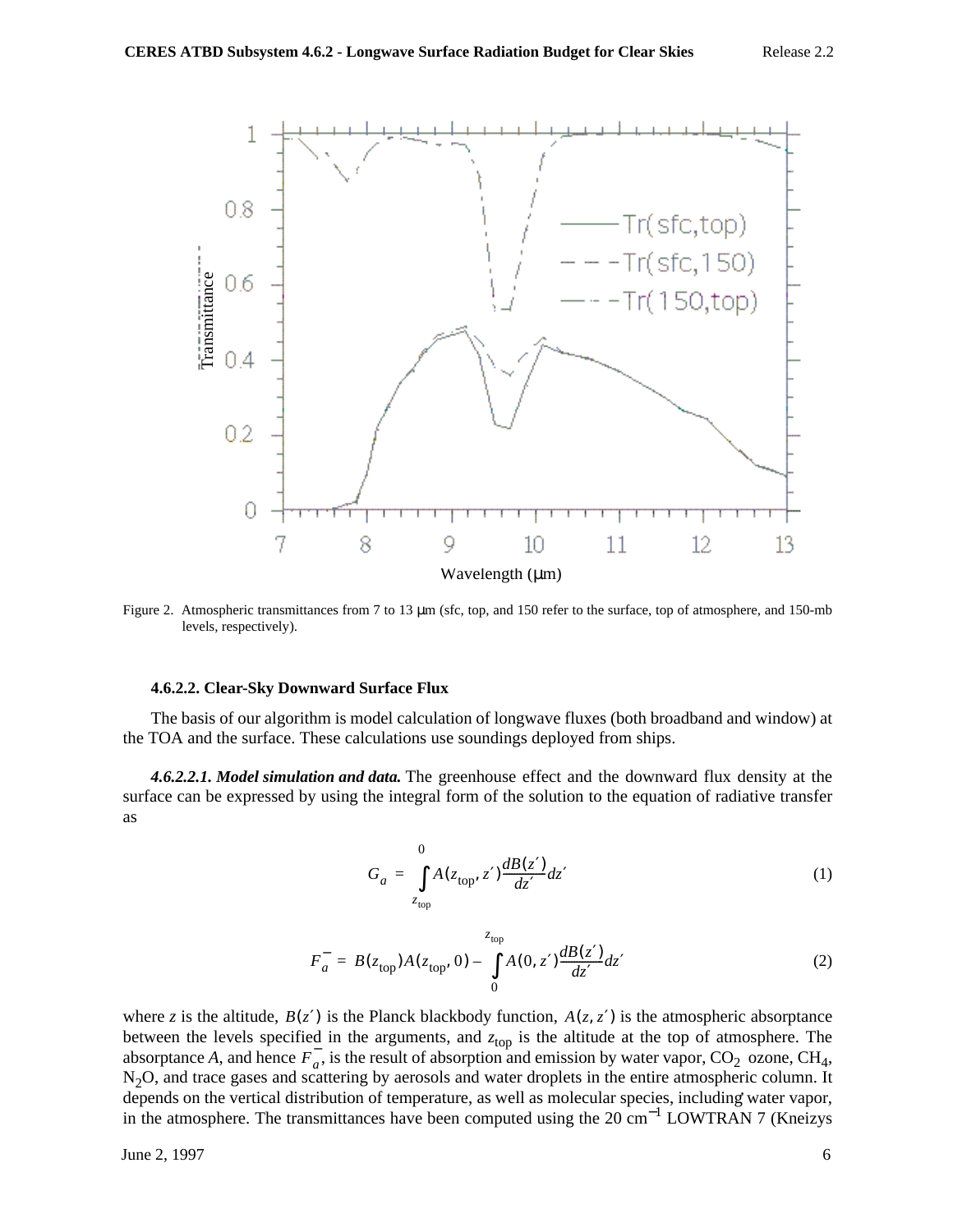Figure 2. Atmospheric transmittances from 7 to 13 μm (sfc, top, and 150 refer to the surface, top of atmosphere, and 150-mb levels, respectively).

#### 4.6.2.2. Clear-Sky Downward Surface Flux

The basis of our algorithm is model calculation of longwave fluxes (both broadband and window) at the TOA and the surface. These calculations use soundings deployed from ships.

***4.6.2.2.1. Model simulation and data.*** The greenhouse effect and the downward flux density at the surface can be expressed by using the integral form of the solution to the equation of radiative transfer as

$$G_a = \int_{z_{\text{top}}}^{0} A(z_{\text{top}}, z') \frac{dB(z')}{dz'} dz' \tag{1}$$

$$F_a^{-} = B(z_{\text{top}}) A(z_{\text{top}}, 0) - \int_{0}^{z_{\text{top}}} A(0, z') \frac{dB(z')}{dz'} dz' \tag{2}$$

where $z$ is the altitude, $B(z')$ is the Planck blackbody function, $A(z, z')$ is the atmospheric absorptance between the levels specified in the arguments, and $z_{\text{top}}$ is the altitude at the top of atmosphere. The absorptance $A$, and hence $F_a^{-}$, is the result of absorption and emission by water vapor, $CO_2$ ozone, $CH_4$, $N_2O$, and trace gases and scattering by aerosols and water droplets in the entire atmospheric column. It depends on the vertical distribution of temperature, as well as molecular species, including water vapor, in the atmosphere. The transmittances have been computed using the 20 $\text{cm}^{-1}$ LOWTRAN 7 (Kneizys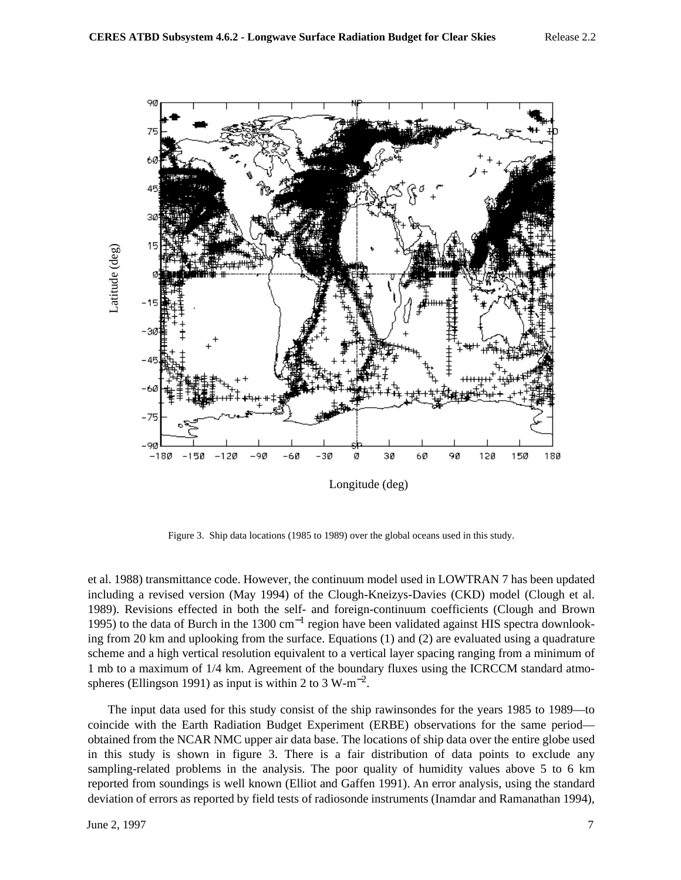Figure 3. Ship data locations (1985 to 1989) over the global oceans used in this study.

et al. 1988) transmittance code. However, the continuum model used in LOWTRAN 7 has been updated including a revised version (May 1994) of the Clough-Kneizys-Davies (CKD) model (Clough et al. 1989). Revisions effected in both the self- and foreign-continuum coefficients (Clough and Brown 1995) to the data of Burch in the 1300 $cm^{-1}$ region have been validated against HIS spectra downlooking from 20 km and uplooking from the surface. Equations (1) and (2) are evaluated using a quadrature scheme and a high vertical resolution equivalent to a vertical layer spacing ranging from a minimum of 1 mb to a maximum of 1/4 km. Agreement of the boundary fluxes using the ICRCCM standard atmospheres (Ellingson 1991) as input is within 2 to 3 $W\text{-}m^{-2}$.

The input data used for this study consist of the ship rawinsondes for the years 1985 to 1989—to coincide with the Earth Radiation Budget Experiment (ERBE) observations for the same period—obtained from the NCAR NMC upper air data base. The locations of ship data over the entire globe used in this study is shown in figure 3. There is a fair distribution of data points to exclude any sampling-related problems in the analysis. The poor quality of humidity values above 5 to 6 km reported from soundings is well known (Elliot and Gaffen 1991). An error analysis, using the standard deviation of errors as reported by field tests of radiosonde instruments (Inamdar and Ramanathan 1994),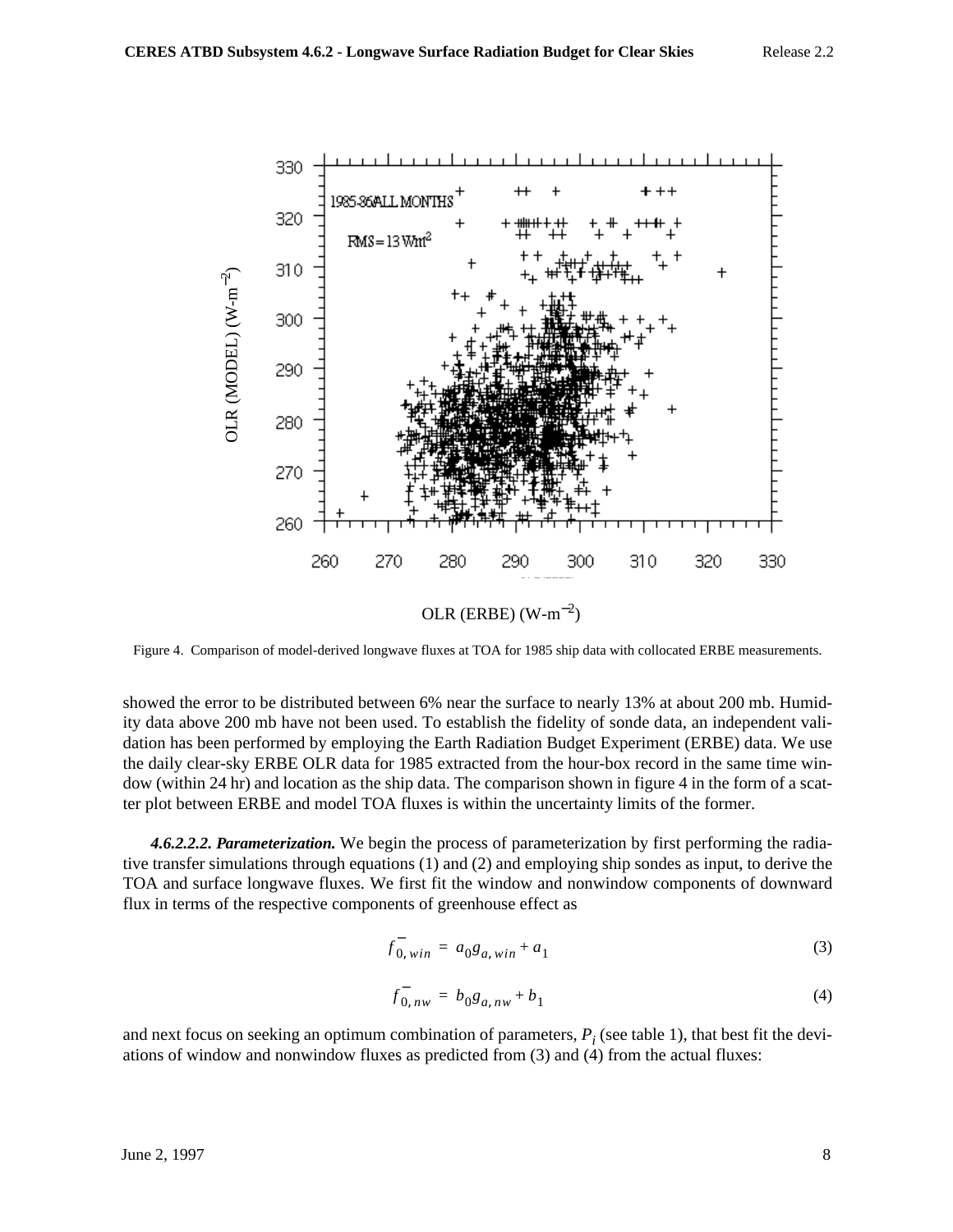Figure 4. Comparison of model-derived longwave fluxes at TOA for 1985 ship data with collocated ERBE measurements.

showed the error to be distributed between 6% near the surface to nearly 13% at about 200 mb. Humidity data above 200 mb have not been used. To establish the fidelity of sonde data, an independent validation has been performed by employing the Earth Radiation Budget Experiment (ERBE) data. We use the daily clear-sky ERBE OLR data for 1985 extracted from the hour-box record in the same time window (within 24 hr) and location as the ship data. The comparison shown in figure 4 in the form of a scatter plot between ERBE and model TOA fluxes is within the uncertainty limits of the former.

***4.6.2.2.2. Parameterization.*** We begin the process of parameterization by first performing the radiative transfer simulations through equations (1) and (2) and employing ship sondes as input, to derive the TOA and surface longwave fluxes. We first fit the window and nonwindow components of downward flux in terms of the respective components of greenhouse effect as

$$f^{-}_{0,win} = a_0 g_{a,win} + a_1 \tag{3}$$

$$f^{-}_{0,nw} = b_0 g_{a,nw} + b_1 \tag{4}$$

and next focus on seeking an optimum combination of parameters, $P_i$ (see table 1), that best fit the deviations of window and nonwindow fluxes as predicted from (3) and (4) from the actual fluxes: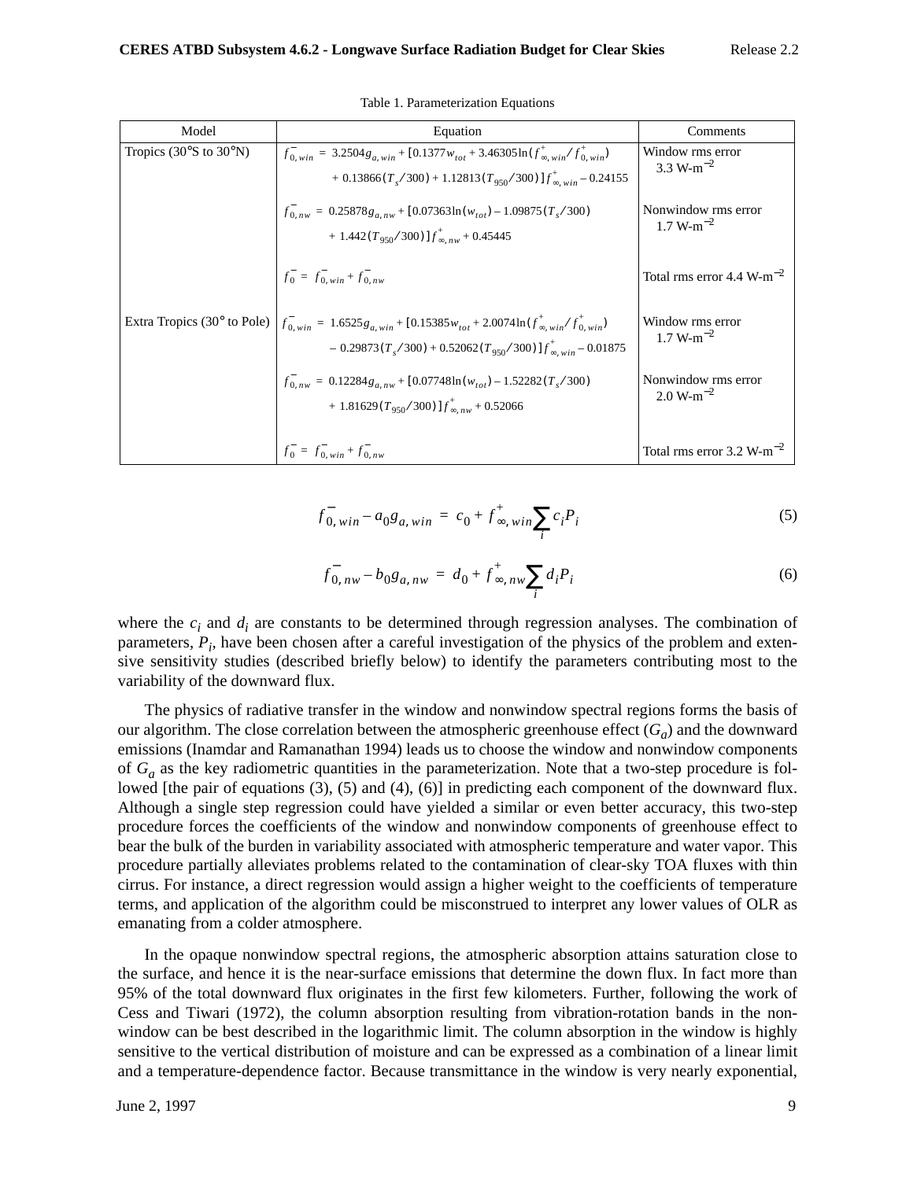Table 1. Parameterization Equations

| Model | Equation | Comments |
|---|---|---|
| Tropics (30°S to 30°N) | $f^{-}_{0,win} = 3.2504 g_{a,win} + [0.1377 w_{tot} + 3.46305 \ln(f^{+}_{\infty,win}/f^{+}_{0,win}) + 0.13866(T_s/300) + 1.12813(T_{950}/300)] f^{+}_{\infty,win} - 0.24155$ | Window rms error 3.3 W-m$^{-2}$ |
| | $f^{-}_{0,nw} = 0.25878 g_{a,nw} + [0.07363 \ln(w_{tot}) - 1.09875(T_s/300) + 1.442(T_{950}/300)] f^{+}_{\infty,nw} + 0.45445$ | Nonwindow rms error 1.7 W-m$^{-2}$ |
| | $f^{-}_{0} = f^{-}_{0,win} + f^{-}_{0,nw}$ | Total rms error 4.4 W-m$^{-2}$ |
| Extra Tropics (30° to Pole) | $f^{-}_{0,win} = 1.6525 g_{a,win} + [0.15385 w_{tot} + 2.0074 \ln(f^{+}_{\infty,win}/f^{+}_{0,win}) - 0.29873(T_s/300) + 0.52062(T_{950}/300)] f^{+}_{\infty,win} - 0.01875$ | Window rms error 1.7 W-m$^{-2}$ |
| | $f^{-}_{0,nw} = 0.12284 g_{a,nw} + [0.07748 \ln(w_{tot}) - 1.52282(T_s/300) + 1.81629(T_{950}/300)] f^{+}_{\infty,nw} + 0.52066$ | Nonwindow rms error 2.0 W-m$^{-2}$ |
| | $f^{-}_{0} = f^{-}_{0,win} + f^{-}_{0,nw}$ | Total rms error 3.2 W-m$^{-2}$ |

$$f^{-}_{0,win} - a_0 g_{a,win} = c_0 + f^{+}_{\infty,win} \sum_i c_i P_i \tag{5}$$

$$f^{-}_{0,nw} - b_0 g_{a,nw} = d_0 + f^{+}_{\infty,nw} \sum_i d_i P_i \tag{6}$$

where the $c_i$ and $d_i$ are constants to be determined through regression analyses. The combination of parameters, $P_i$, have been chosen after a careful investigation of the physics of the problem and extensive sensitivity studies (described briefly below) to identify the parameters contributing most to the variability of the downward flux.

The physics of radiative transfer in the window and nonwindow spectral regions forms the basis of our algorithm. The close correlation between the atmospheric greenhouse effect ($G_a$) and the downward emissions (Inamdar and Ramanathan 1994) leads us to choose the window and nonwindow components of $G_a$ as the key radiometric quantities in the parameterization. Note that a two-step procedure is followed [the pair of equations (3), (5) and (4), (6)] in predicting each component of the downward flux. Although a single step regression could have yielded a similar or even better accuracy, this two-step procedure forces the coefficients of the window and nonwindow components of greenhouse effect to bear the bulk of the burden in variability associated with atmospheric temperature and water vapor. This procedure partially alleviates problems related to the contamination of clear-sky TOA fluxes with thin cirrus. For instance, a direct regression would assign a higher weight to the coefficients of temperature terms, and application of the algorithm could be misconstrued to interpret any lower values of OLR as emanating from a colder atmosphere.

In the opaque nonwindow spectral regions, the atmospheric absorption attains saturation close to the surface, and hence it is the near-surface emissions that determine the down flux. In fact more than 95% of the total downward flux originates in the first few kilometers. Further, following the work of Cess and Tiwari (1972), the column absorption resulting from vibration-rotation bands in the nonwindow can be best described in the logarithmic limit. The column absorption in the window is highly sensitive to the vertical distribution of moisture and can be expressed as a combination of a linear limit and a temperature-dependence factor. Because transmittance in the window is very nearly exponential,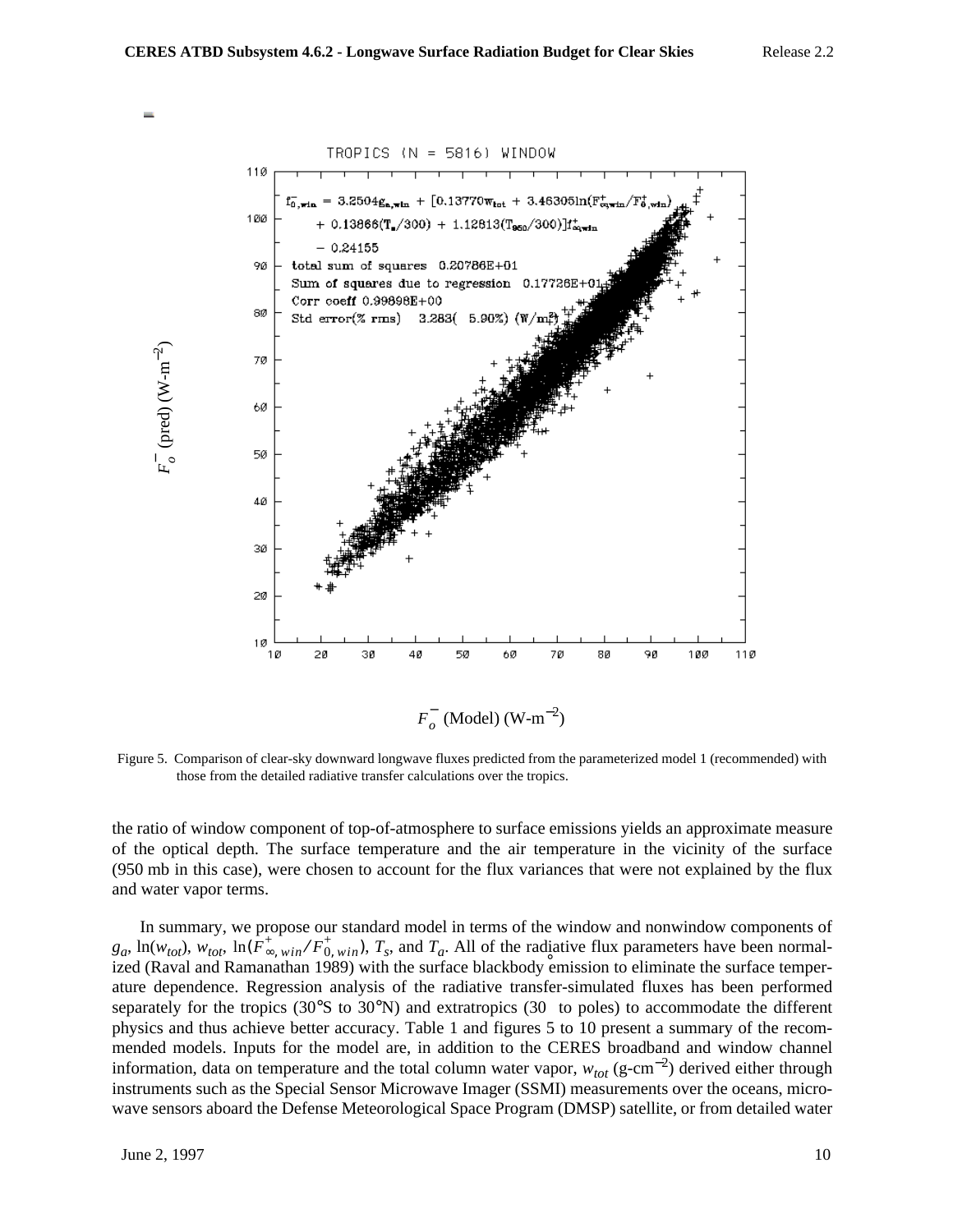Figure 5. Comparison of clear-sky downward longwave fluxes predicted from the parameterized model 1 (recommended) with those from the detailed radiative transfer calculations over the tropics.

the ratio of window component of top-of-atmosphere to surface emissions yields an approximate measure of the optical depth. The surface temperature and the air temperature in the vicinity of the surface (950 mb in this case), were chosen to account for the flux variances that were not explained by the flux and water vapor terms.

In summary, we propose our standard model in terms of the window and nonwindow components of $g_a$, $\ln(w_{tot})$, $w_{tot}$, $\ln(F^{+}_{\infty,win}/F^{+}_{0,win})$, $T_s$, and $T_a$. All of the radiative flux parameters have been normalized (Raval and Ramanathan 1989) with the surface blackbody emission to eliminate the surface temperature dependence. Regression analysis of the radiative transfer-simulated fluxes has been performed separately for the tropics (30°S to 30°N) and extratropics (30° to poles) to accommodate the different physics and thus achieve better accuracy. Table 1 and figures 5 to 10 present a summary of the recommended models. Inputs for the model are, in addition to the CERES broadband and window channel information, data on temperature and the total column water vapor, $w_{tot}$ (g-cm$^{-2}$) derived either through instruments such as the Special Sensor Microwave Imager (SSMI) measurements over the oceans, microwave sensors aboard the Defense Meteorological Space Program (DMSP) satellite, or from detailed water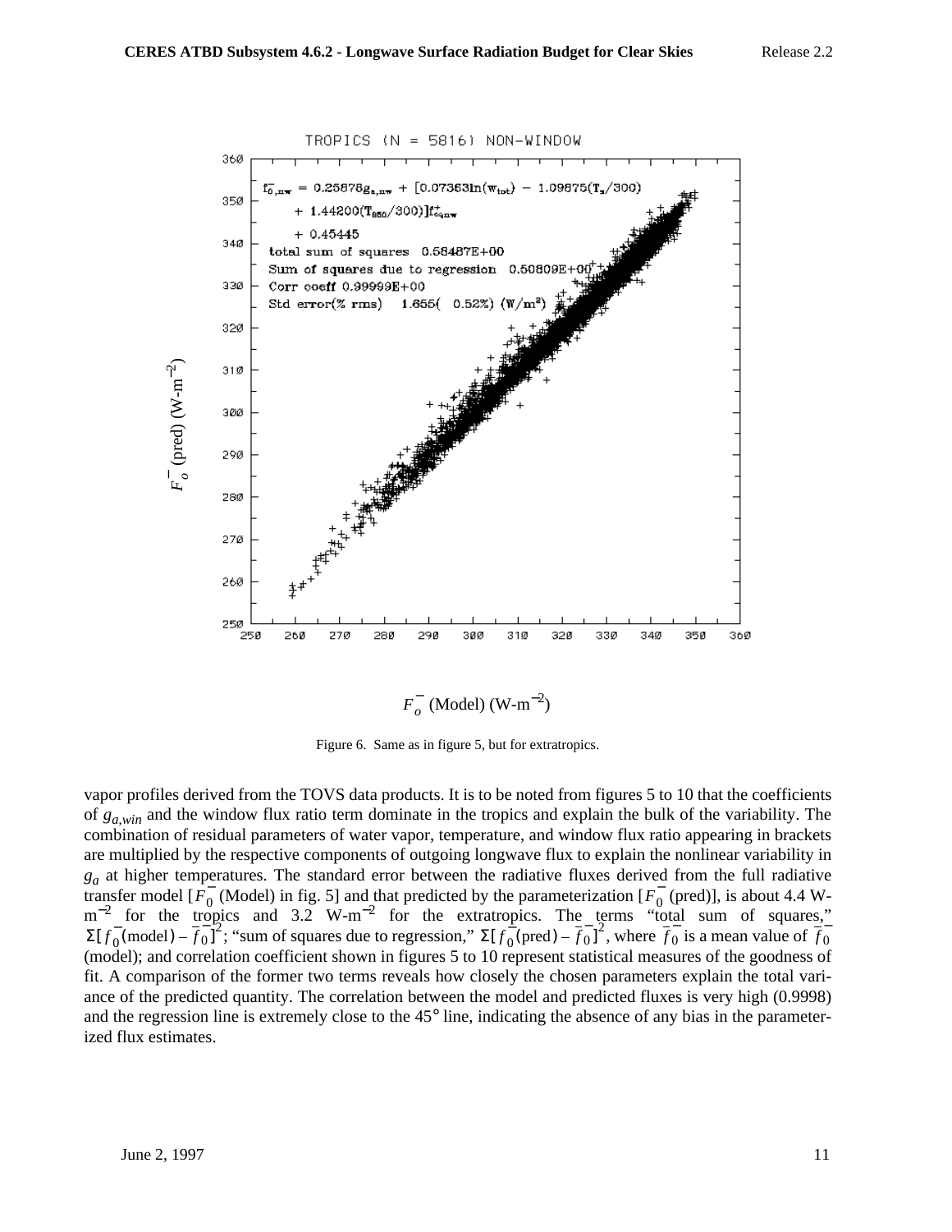Figure 6. Same as in figure 5, but for extratropics.

vapor profiles derived from the TOVS data products. It is to be noted from figures 5 to 10 that the coefficients of $g_{a,win}$ and the window flux ratio term dominate in the tropics and explain the bulk of the variability. The combination of residual parameters of water vapor, temperature, and window flux ratio appearing in brackets are multiplied by the respective components of outgoing longwave flux to explain the nonlinear variability in $g_a$ at higher temperatures. The standard error between the radiative fluxes derived from the full radiative transfer model [$\bar{F_0}$ (Model) in fig. 5] and that predicted by the parameterization [$\bar{F_0}$ (pred)], is about 4.4 W-m$^{-2}$ for the tropics and 3.2 W-m$^{-2}$ for the extratropics. The terms "total sum of squares," $\Sigma[\bar{f_0}(\text{model}) - \bar{\bar{f_0}}]^2$; "sum of squares due to regression," $\Sigma[\bar{f_0}(\text{pred}) - \bar{\bar{f_0}}]^2$, where $\bar{\bar{f_0}}$ is a mean value of $\bar{f_0}$ (model); and correlation coefficient shown in figures 5 to 10 represent statistical measures of the goodness of fit. A comparison of the former two terms reveals how closely the chosen parameters explain the total variance of the predicted quantity. The correlation between the model and predicted fluxes is very high (0.9998) and the regression line is extremely close to the 45° line, indicating the absence of any bias in the parameterized flux estimates.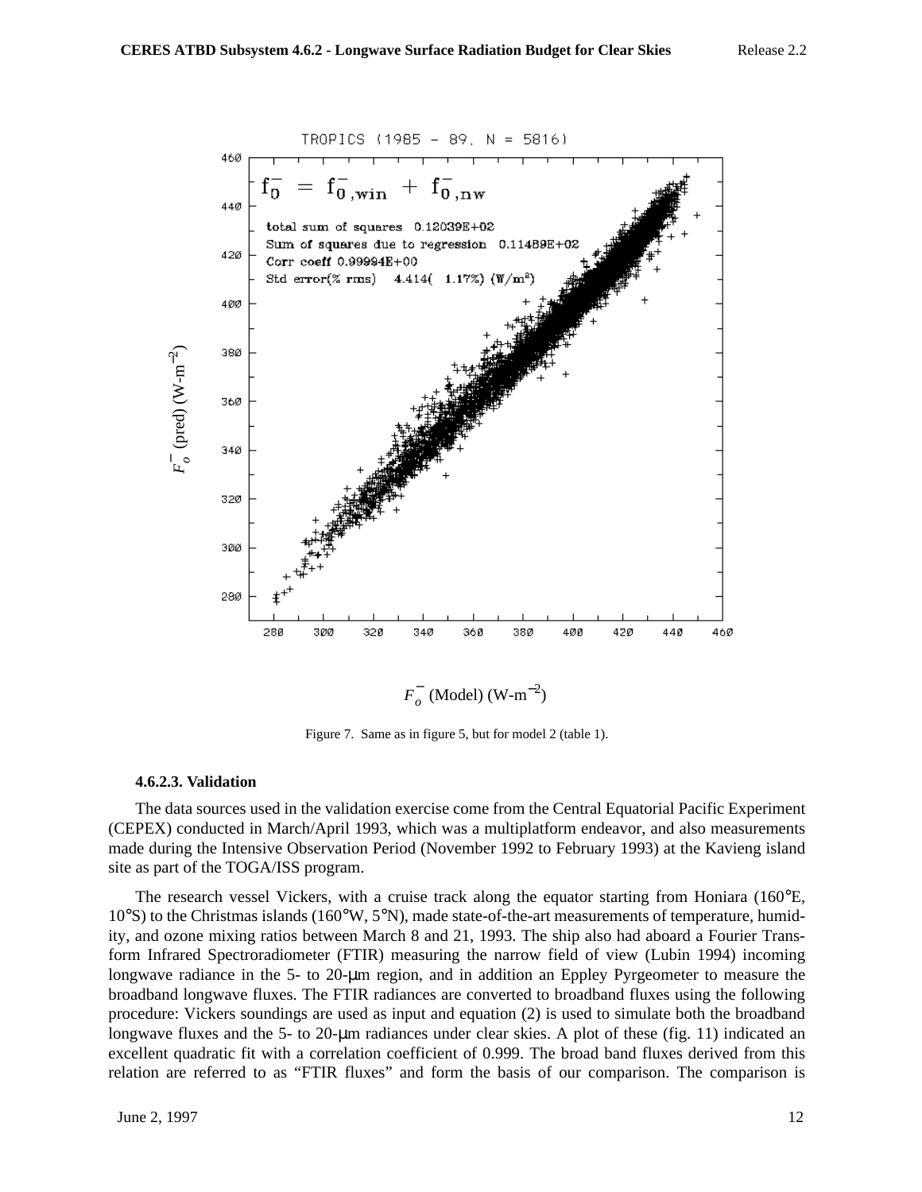Figure 7. Same as in figure 5, but for model 2 (table 1).

#### 4.6.2.3. Validation

The data sources used in the validation exercise come from the Central Equatorial Pacific Experiment (CEPEX) conducted in March/April 1993, which was a multiplatform endeavor, and also measurements made during the Intensive Observation Period (November 1992 to February 1993) at the Kavieng island site as part of the TOGA/ISS program.

The research vessel Vickers, with a cruise track along the equator starting from Honiara (160°E, 10°S) to the Christmas islands (160°W, 5°N), made state-of-the-art measurements of temperature, humidity, and ozone mixing ratios between March 8 and 21, 1993. The ship also had aboard a Fourier Transform Infrared Spectroradiometer (FTIR) measuring the narrow field of view (Lubin 1994) incoming longwave radiance in the 5- to 20-μm region, and in addition an Eppley Pyrgeometer to measure the broadband longwave fluxes. The FTIR radiances are converted to broadband fluxes using the following procedure: Vickers soundings are used as input and equation (2) is used to simulate both the broadband longwave fluxes and the 5- to 20-μm radiances under clear skies. A plot of these (fig. 11) indicated an excellent quadratic fit with a correlation coefficient of 0.999. The broad band fluxes derived from this relation are referred to as "FTIR fluxes" and form the basis of our comparison. The comparison is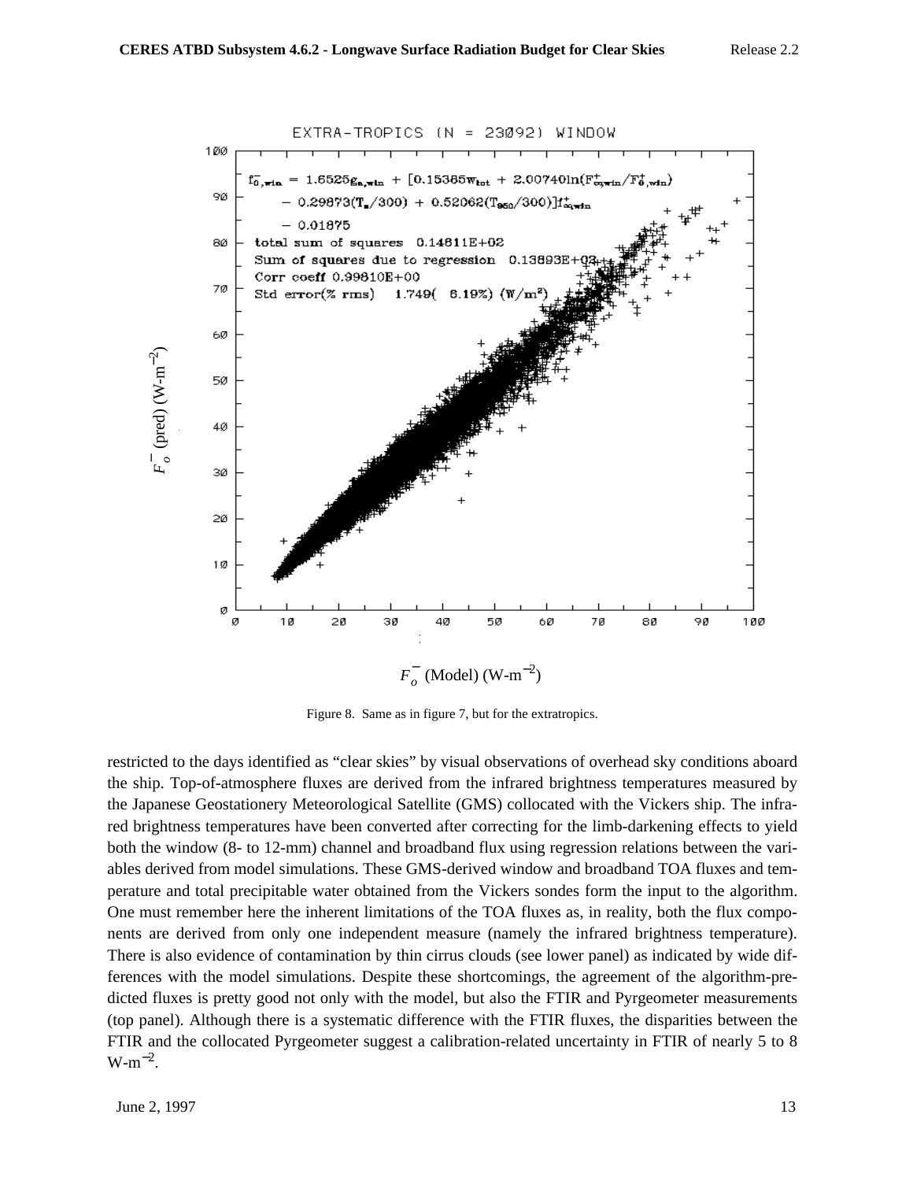Figure 8. Same as in figure 7, but for the extratropics.

restricted to the days identified as “clear skies” by visual observations of overhead sky conditions aboard the ship. Top-of-atmosphere fluxes are derived from the infrared brightness temperatures measured by the Japanese Geostationery Meteorological Satellite (GMS) collocated with the Vickers ship. The infrared brightness temperatures have been converted after correcting for the limb-darkening effects to yield both the window (8- to 12-mm) channel and broadband flux using regression relations between the variables derived from model simulations. These GMS-derived window and broadband TOA fluxes and temperature and total precipitable water obtained from the Vickers sondes form the input to the algorithm. One must remember here the inherent limitations of the TOA fluxes as, in reality, both the flux components are derived from only one independent measure (namely the infrared brightness temperature). There is also evidence of contamination by thin cirrus clouds (see lower panel) as indicated by wide differences with the model simulations. Despite these shortcomings, the agreement of the algorithm-predicted fluxes is pretty good not only with the model, but also the FTIR and Pyrgeometer measurements (top panel). Although there is a systematic difference with the FTIR fluxes, the disparities between the FTIR and the collocated Pyrgeometer suggest a calibration-related uncertainty in FTIR of nearly 5 to 8 $W\text{-}m^{-2}$.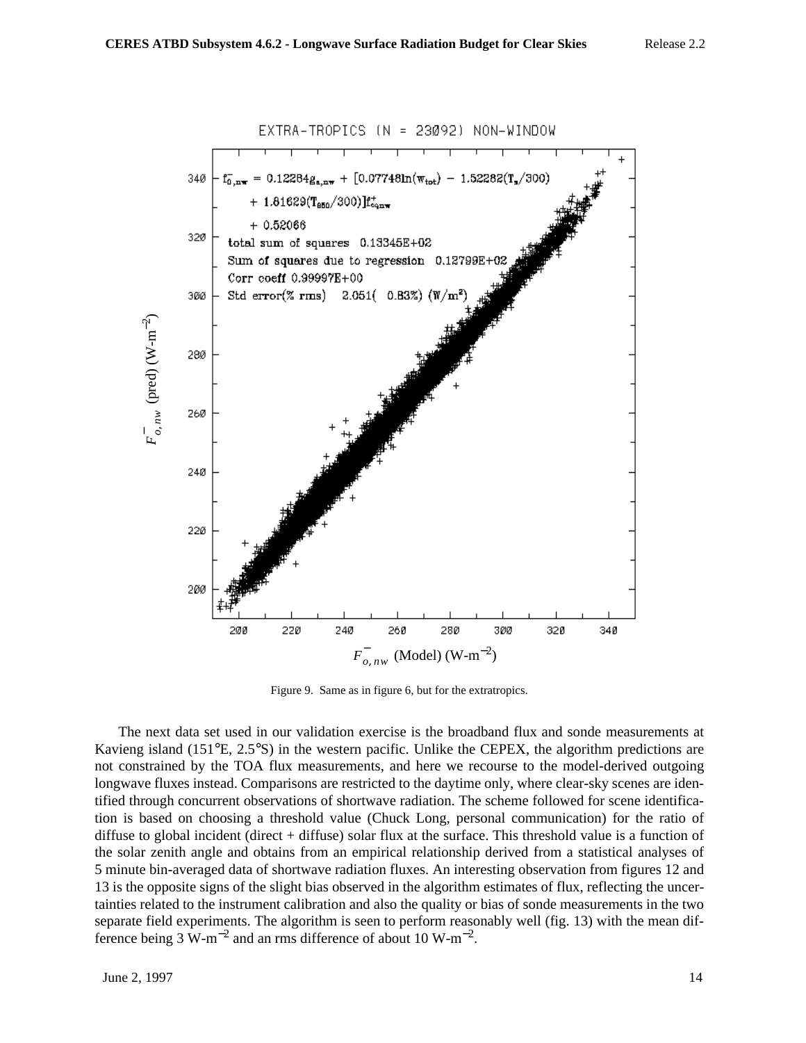Figure 9. Same as in figure 6, but for the extratropics.

The next data set used in our validation exercise is the broadband flux and sonde measurements at Kavieng island (151°E, 2.5°S) in the western pacific. Unlike the CEPEX, the algorithm predictions are not constrained by the TOA flux measurements, and here we recourse to the model-derived outgoing longwave fluxes instead. Comparisons are restricted to the daytime only, where clear-sky scenes are identified through concurrent observations of shortwave radiation. The scheme followed for scene identification is based on choosing a threshold value (Chuck Long, personal communication) for the ratio of diffuse to global incident (direct + diffuse) solar flux at the surface. This threshold value is a function of the solar zenith angle and obtains from an empirical relationship derived from a statistical analyses of 5 minute bin-averaged data of shortwave radiation fluxes. An interesting observation from figures 12 and 13 is the opposite signs of the slight bias observed in the algorithm estimates of flux, reflecting the uncertainties related to the instrument calibration and also the quality or bias of sonde measurements in the two separate field experiments. The algorithm is seen to perform reasonably well (fig. 13) with the mean difference being 3 W-m$^{-2}$ and an rms difference of about 10 W-m$^{-2}$.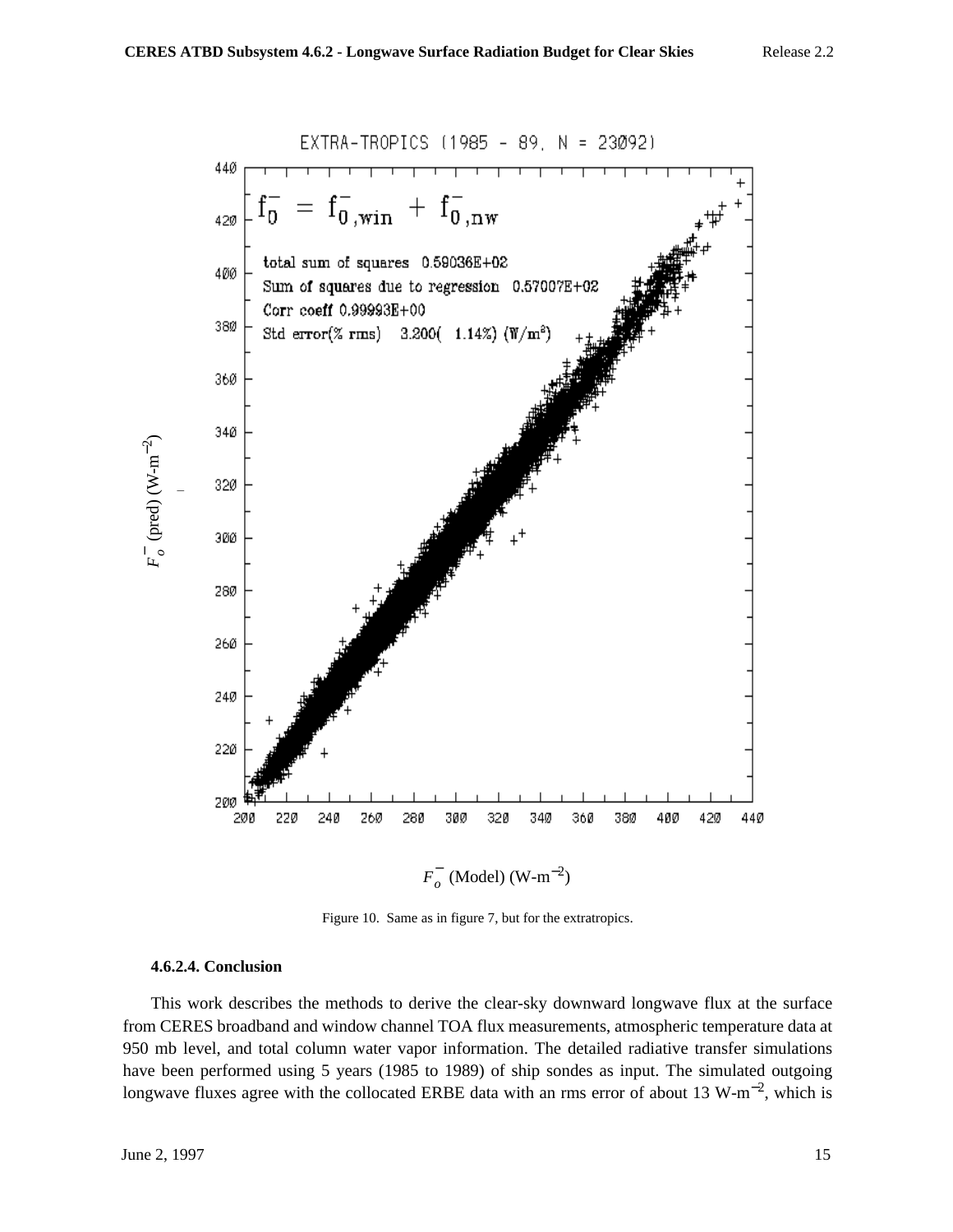Figure 10. Same as in figure 7, but for the extratropics.

### 4.6.2.4. Conclusion

This work describes the methods to derive the clear-sky downward longwave flux at the surface from CERES broadband and window channel TOA flux measurements, atmospheric temperature data at 950 mb level, and total column water vapor information. The detailed radiative transfer simulations have been performed using 5 years (1985 to 1989) of ship sondes as input. The simulated outgoing longwave fluxes agree with the collocated ERBE data with an rms error of about 13 W-m$^{-2}$, which is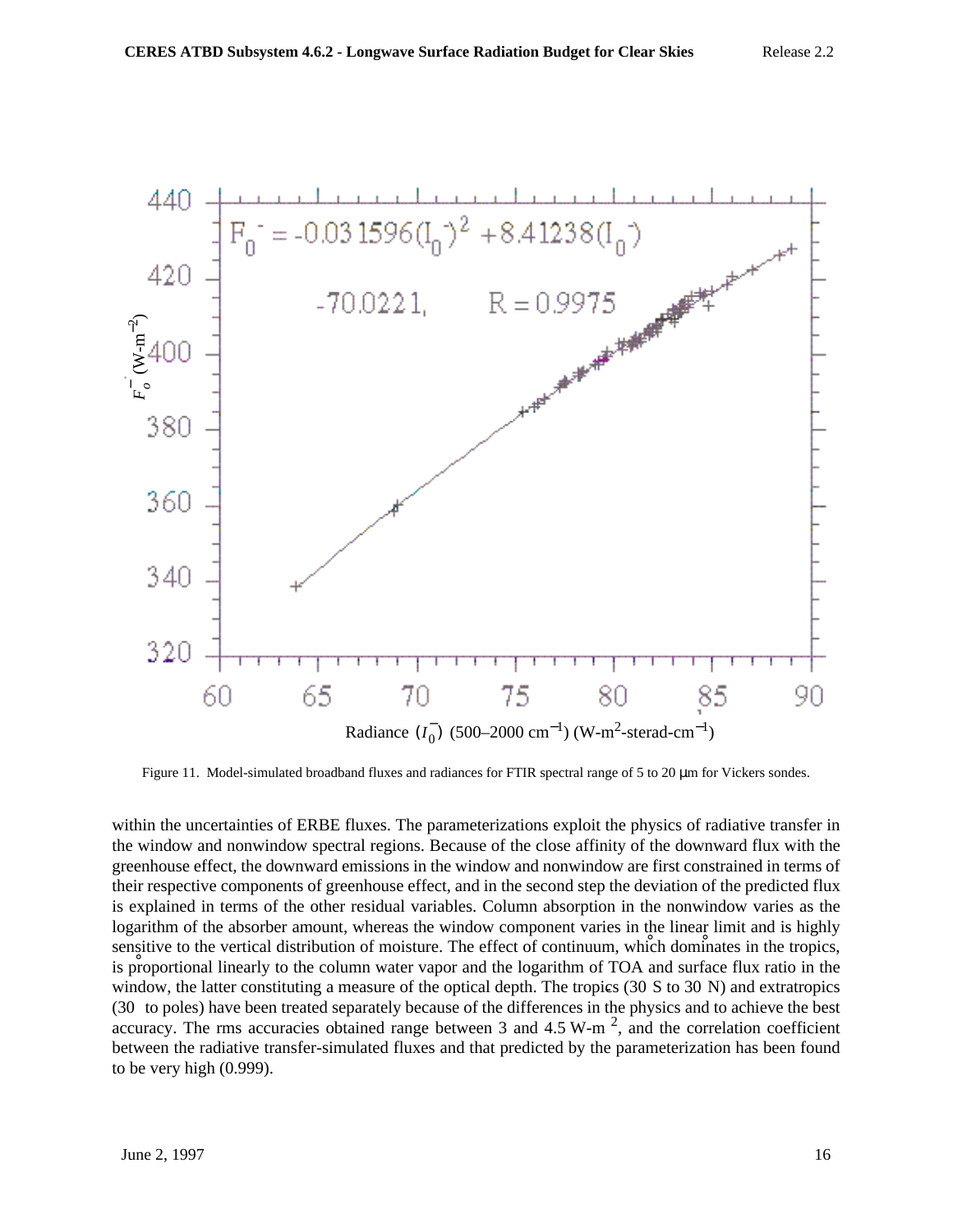Figure 11. Model-simulated broadband fluxes and radiances for FTIR spectral range of 5 to 20 μm for Vickers sondes.

within the uncertainties of ERBE fluxes. The parameterizations exploit the physics of radiative transfer in the window and nonwindow spectral regions. Because of the close affinity of the downward flux with the greenhouse effect, the downward emissions in the window and nonwindow are first constrained in terms of their respective components of greenhouse effect, and in the second step the deviation of the predicted flux is explained in terms of the other residual variables. Column absorption in the nonwindow varies as the logarithm of the absorber amount, whereas the window component varies in the linear limit and is highly sensitive to the vertical distribution of moisture. The effect of continuum, which dominates in the tropics, is proportional linearly to the column water vapor and the logarithm of TOA and surface flux ratio in the window, the latter constituting a measure of the optical depth. The tropics (30°S to 30°N) and extratropics (30° to poles) have been treated separately because of the differences in the physics and to achieve the best accuracy. The rms accuracies obtained range between 3 and 4.5 W-m$^{-2}$, and the correlation coefficient between the radiative transfer-simulated fluxes and that predicted by the parameterization has been found to be very high (0.999).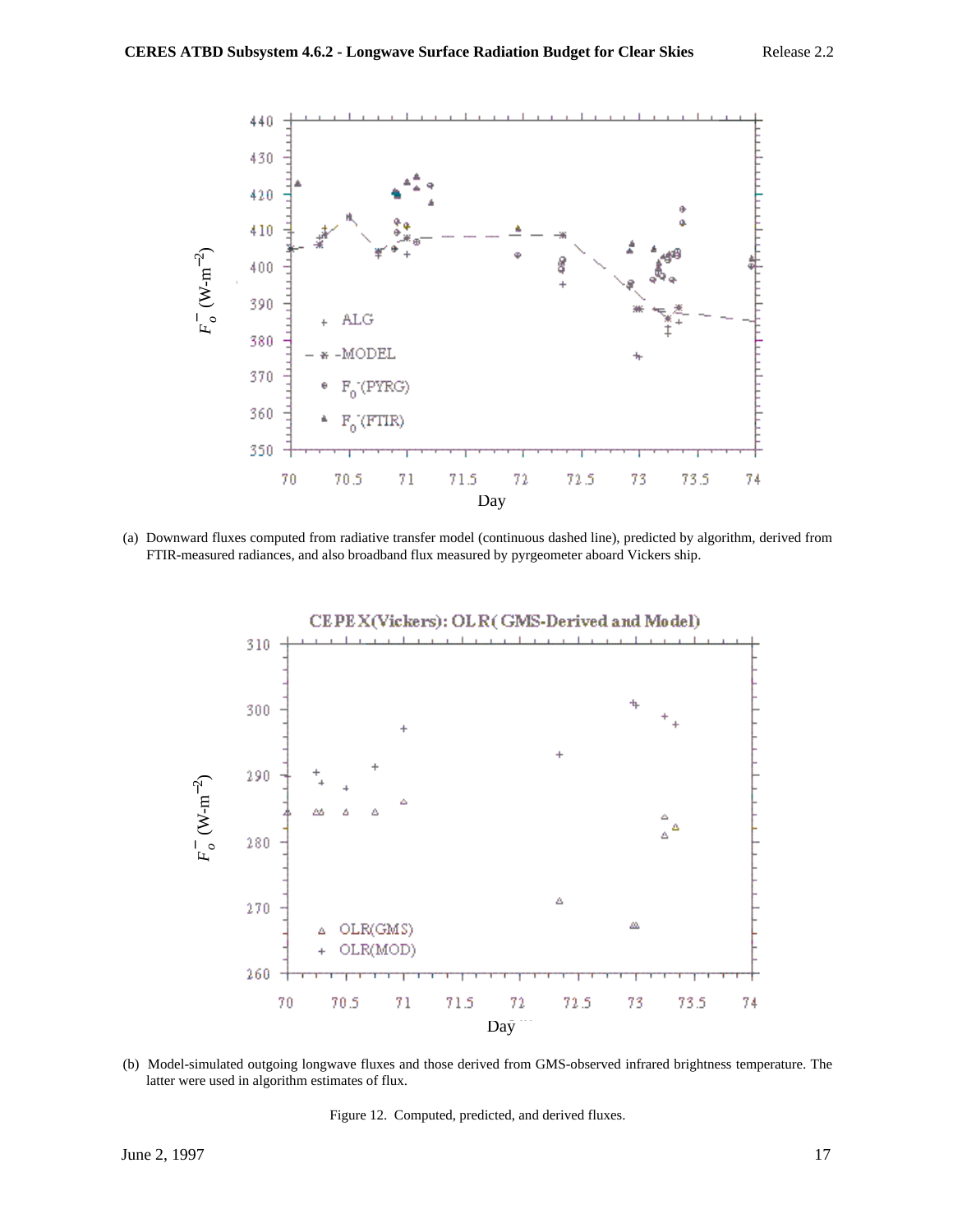(a) Downward fluxes computed from radiative transfer model (continuous dashed line), predicted by algorithm, derived from FTIR-measured radiances, and also broadband flux measured by pyrgeometer aboard Vickers ship.

(b) Model-simulated outgoing longwave fluxes and those derived from GMS-observed infrared brightness temperature. The latter were used in algorithm estimates of flux.

Figure 12. Computed, predicted, and derived fluxes.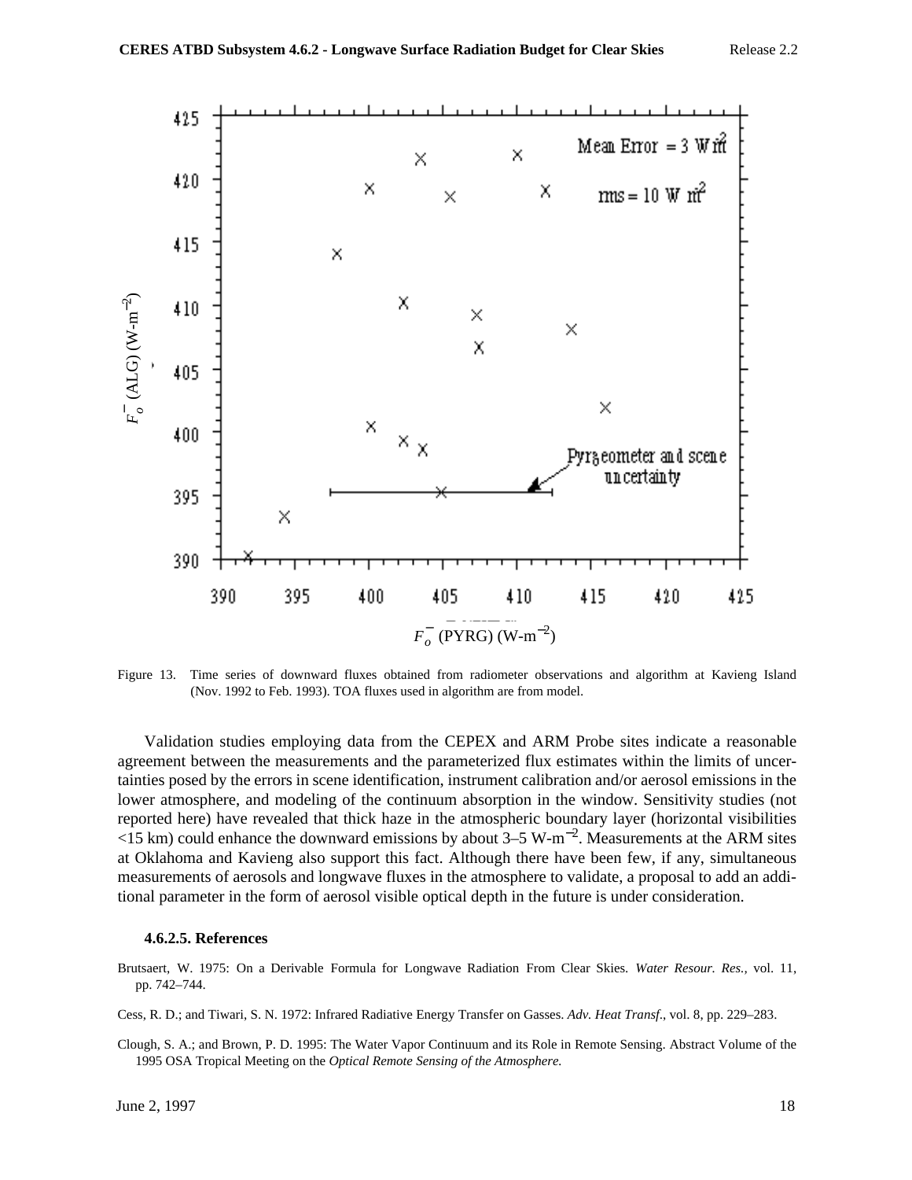Figure 13. Time series of downward fluxes obtained from radiometer observations and algorithm at Kavieng Island (Nov. 1992 to Feb. 1993). TOA fluxes used in algorithm are from model.

Validation studies employing data from the CEPEX and ARM Probe sites indicate a reasonable agreement between the measurements and the parameterized flux estimates within the limits of uncertainties posed by the errors in scene identification, instrument calibration and/or aerosol emissions in the lower atmosphere, and modeling of the continuum absorption in the window. Sensitivity studies (not reported here) have revealed that thick haze in the atmospheric boundary layer (horizontal visibilities <15 km) could enhance the downward emissions by about 3–5 W-m$^{-2}$. Measurements at the ARM sites at Oklahoma and Kavieng also support this fact. Although there have been few, if any, simultaneous measurements of aerosols and longwave fluxes in the atmosphere to validate, a proposal to add an additional parameter in the form of aerosol visible optical depth in the future is under consideration.

### 4.6.2.5. References

Brutsaert, W. 1975: On a Derivable Formula for Longwave Radiation From Clear Skies. *Water Resour. Res.*, vol. 11, pp. 742–744.

Cess, R. D.; and Tiwari, S. N. 1972: Infrared Radiative Energy Transfer on Gasses. *Adv. Heat Transf.*, vol. 8, pp. 229–283.

Clough, S. A.; and Brown, P. D. 1995: The Water Vapor Continuum and its Role in Remote Sensing. Abstract Volume of the 1995 OSA Tropical Meeting on the *Optical Remote Sensing of the Atmosphere.*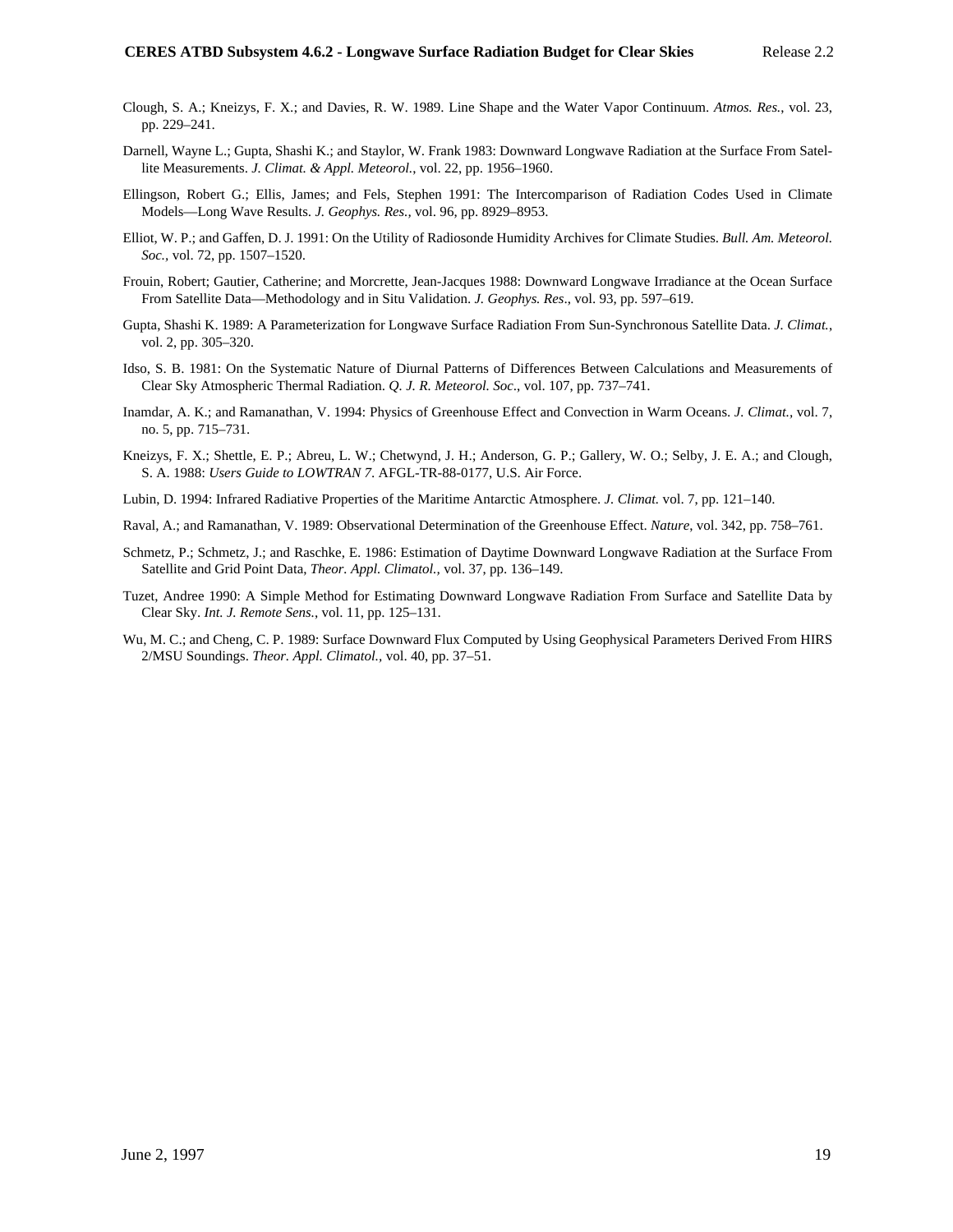Clough, S. A.; Kneizys, F. X.; and Davies, R. W. 1989. Line Shape and the Water Vapor Continuum. *Atmos. Res.*, vol. 23, pp. 229–241.

Darnell, Wayne L.; Gupta, Shashi K.; and Staylor, W. Frank 1983: Downward Longwave Radiation at the Surface From Satellite Measurements. *J. Climat. & Appl. Meteorol.*, vol. 22, pp. 1956–1960.

Ellingson, Robert G.; Ellis, James; and Fels, Stephen 1991: The Intercomparison of Radiation Codes Used in Climate Models—Long Wave Results. *J. Geophys. Res.*, vol. 96, pp. 8929–8953.

Elliot, W. P.; and Gaffen, D. J. 1991: On the Utility of Radiosonde Humidity Archives for Climate Studies. *Bull. Am. Meteorol. Soc.*, vol. 72, pp. 1507–1520.

Frouin, Robert; Gautier, Catherine; and Morcrette, Jean-Jacques 1988: Downward Longwave Irradiance at the Ocean Surface From Satellite Data—Methodology and in Situ Validation. *J. Geophys. Res*., vol. 93, pp. 597–619.

Gupta, Shashi K. 1989: A Parameterization for Longwave Surface Radiation From Sun-Synchronous Satellite Data. *J. Climat.*, vol. 2, pp. 305–320.

Idso, S. B. 1981: On the Systematic Nature of Diurnal Patterns of Differences Between Calculations and Measurements of Clear Sky Atmospheric Thermal Radiation. *Q. J. R. Meteorol. Soc*., vol. 107, pp. 737–741.

Inamdar, A. K.; and Ramanathan, V. 1994: Physics of Greenhouse Effect and Convection in Warm Oceans. *J. Climat.*, vol. 7, no. 5, pp. 715–731.

Kneizys, F. X.; Shettle, E. P.; Abreu, L. W.; Chetwynd, J. H.; Anderson, G. P.; Gallery, W. O.; Selby, J. E. A.; and Clough, S. A. 1988: *Users Guide to LOWTRAN 7.* AFGL-TR-88-0177, U.S. Air Force.

Lubin, D. 1994: Infrared Radiative Properties of the Maritime Antarctic Atmosphere. *J. Climat.* vol. 7, pp. 121–140.

Raval, A.; and Ramanathan, V. 1989: Observational Determination of the Greenhouse Effect. *Nature*, vol. 342, pp. 758–761.

Schmetz, P.; Schmetz, J.; and Raschke, E. 1986: Estimation of Daytime Downward Longwave Radiation at the Surface From Satellite and Grid Point Data, *Theor. Appl. Climatol.*, vol. 37, pp. 136–149.

Tuzet, Andree 1990: A Simple Method for Estimating Downward Longwave Radiation From Surface and Satellite Data by Clear Sky. *Int. J. Remote Sens.*, vol. 11, pp. 125–131.

Wu, M. C.; and Cheng, C. P. 1989: Surface Downward Flux Computed by Using Geophysical Parameters Derived From HIRS 2/MSU Soundings. *Theor. Appl. Climatol.*, vol. 40, pp. 37–51.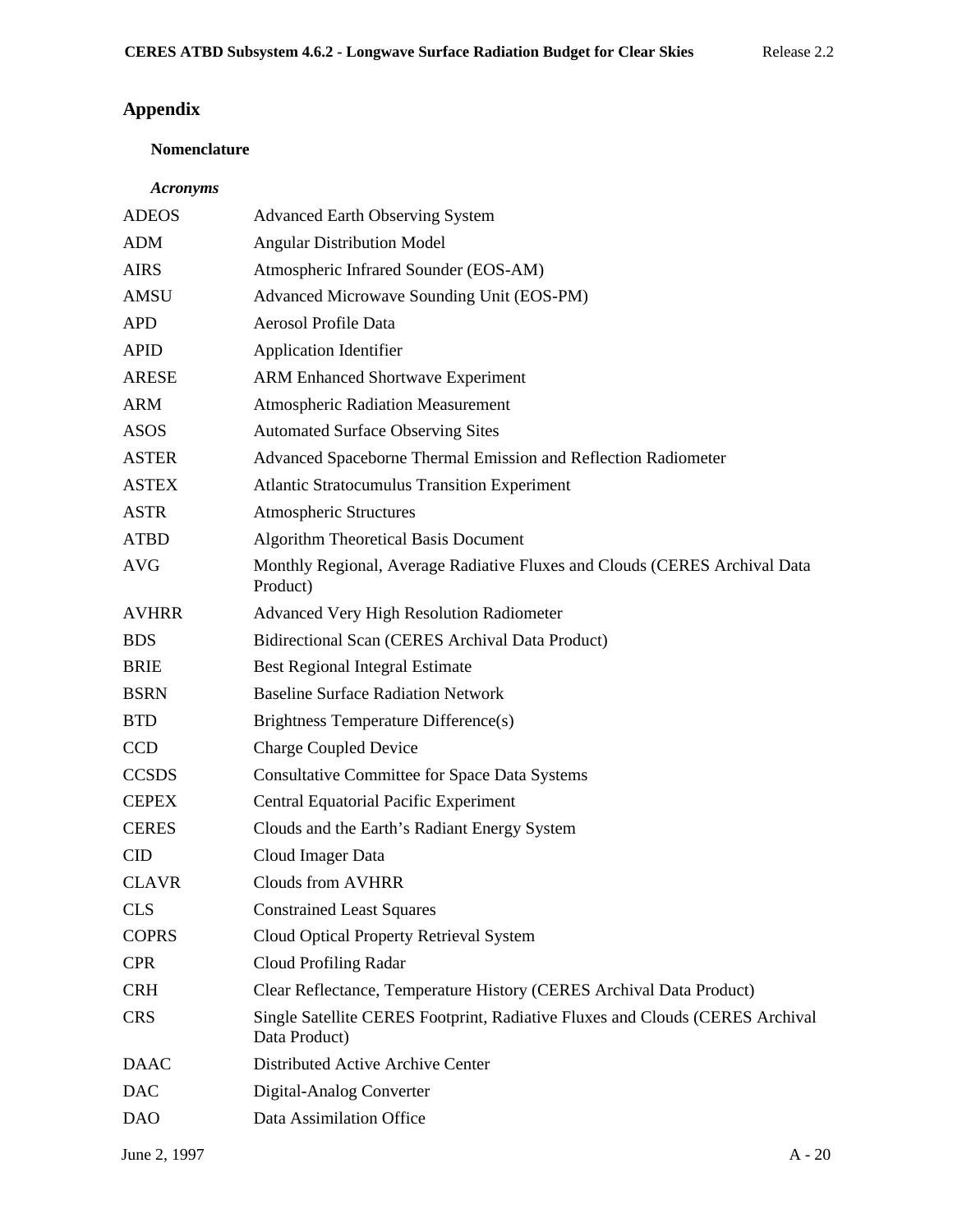## Appendix

### Nomenclature

#### *Acronyms*

| | |
|---|---|
| ADEOS | Advanced Earth Observing System |
| ADM | Angular Distribution Model |
| AIRS | Atmospheric Infrared Sounder (EOS-AM) |
| AMSU | Advanced Microwave Sounding Unit (EOS-PM) |
| APD | Aerosol Profile Data |
| APID | Application Identifier |
| ARESE | ARM Enhanced Shortwave Experiment |
| ARM | Atmospheric Radiation Measurement |
| ASOS | Automated Surface Observing Sites |
| ASTER | Advanced Spaceborne Thermal Emission and Reflection Radiometer |
| ASTEX | Atlantic Stratocumulus Transition Experiment |
| ASTR | Atmospheric Structures |
| ATBD | Algorithm Theoretical Basis Document |
| AVG | Monthly Regional, Average Radiative Fluxes and Clouds (CERES Archival Data Product) |
| AVHRR | Advanced Very High Resolution Radiometer |
| BDS | Bidirectional Scan (CERES Archival Data Product) |
| BRIE | Best Regional Integral Estimate |
| BSRN | Baseline Surface Radiation Network |
| BTD | Brightness Temperature Difference(s) |
| CCD | Charge Coupled Device |
| CCSDS | Consultative Committee for Space Data Systems |
| CEPEX | Central Equatorial Pacific Experiment |
| CERES | Clouds and the Earth's Radiant Energy System |
| CID | Cloud Imager Data |
| CLAVR | Clouds from AVHRR |
| CLS | Constrained Least Squares |
| COPRS | Cloud Optical Property Retrieval System |
| CPR | Cloud Profiling Radar |
| CRH | Clear Reflectance, Temperature History (CERES Archival Data Product) |
| CRS | Single Satellite CERES Footprint, Radiative Fluxes and Clouds (CERES Archival Data Product) |
| DAAC | Distributed Active Archive Center |
| DAC | Digital-Analog Converter |
| DAO | Data Assimilation Office |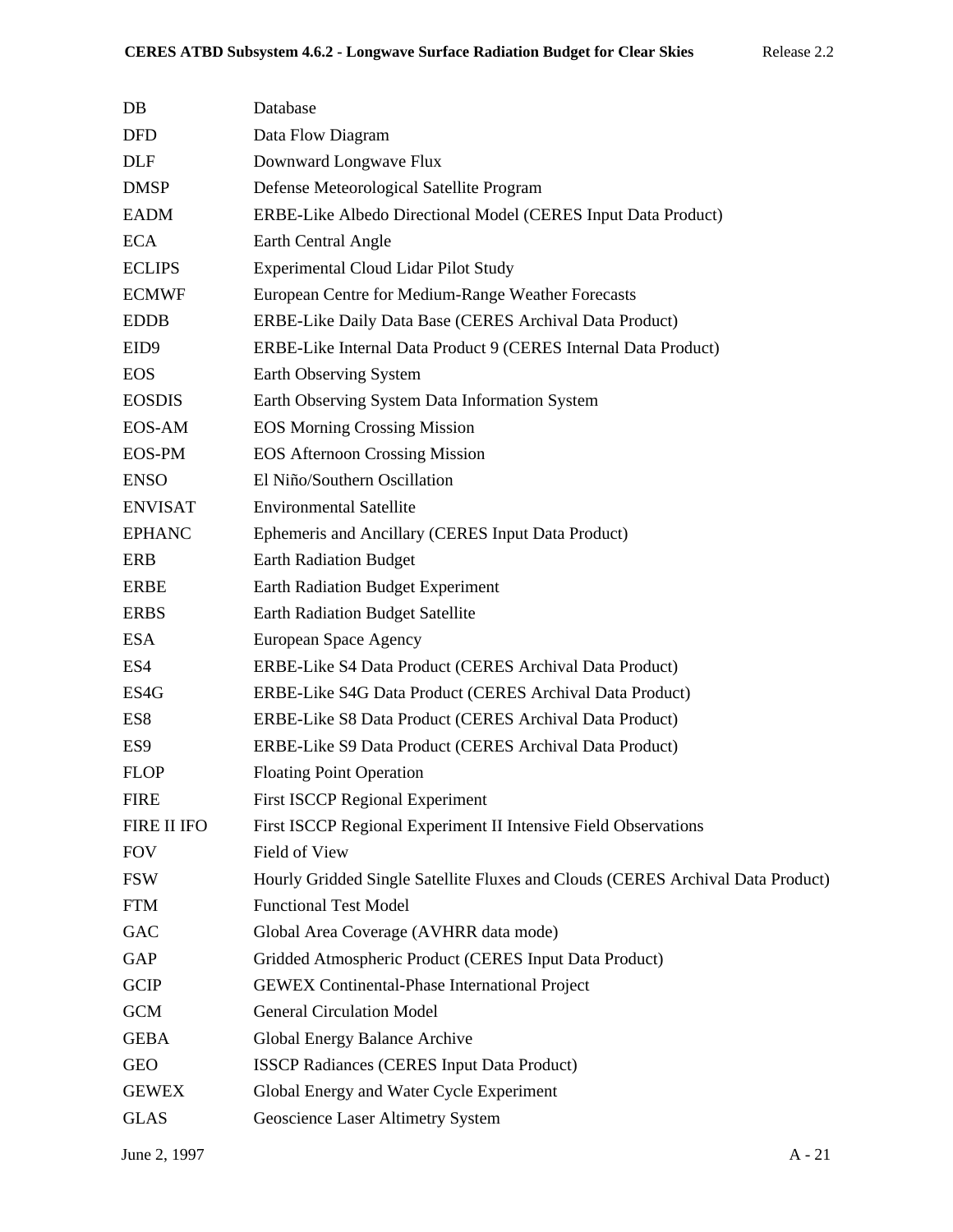| | |
|---|---|
| DB | Database |
| DFD | Data Flow Diagram |
| DLF | Downward Longwave Flux |
| DMSP | Defense Meteorological Satellite Program |
| EADM | ERBE-Like Albedo Directional Model (CERES Input Data Product) |
| ECA | Earth Central Angle |
| ECLIPS | Experimental Cloud Lidar Pilot Study |
| ECMWF | European Centre for Medium-Range Weather Forecasts |
| EDDB | ERBE-Like Daily Data Base (CERES Archival Data Product) |
| EID9 | ERBE-Like Internal Data Product 9 (CERES Internal Data Product) |
| EOS | Earth Observing System |
| EOSDIS | Earth Observing System Data Information System |
| EOS-AM | EOS Morning Crossing Mission |
| EOS-PM | EOS Afternoon Crossing Mission |
| ENSO | El Niño/Southern Oscillation |
| ENVISAT | Environmental Satellite |
| EPHANC | Ephemeris and Ancillary (CERES Input Data Product) |
| ERB | Earth Radiation Budget |
| ERBE | Earth Radiation Budget Experiment |
| ERBS | Earth Radiation Budget Satellite |
| ESA | European Space Agency |
| ES4 | ERBE-Like S4 Data Product (CERES Archival Data Product) |
| ES4G | ERBE-Like S4G Data Product (CERES Archival Data Product) |
| ES8 | ERBE-Like S8 Data Product (CERES Archival Data Product) |
| ES9 | ERBE-Like S9 Data Product (CERES Archival Data Product) |
| FLOP | Floating Point Operation |
| FIRE | First ISCCP Regional Experiment |
| FIRE II IFO | First ISCCP Regional Experiment II Intensive Field Observations |
| FOV | Field of View |
| FSW | Hourly Gridded Single Satellite Fluxes and Clouds (CERES Archival Data Product) |
| FTM | Functional Test Model |
| GAC | Global Area Coverage (AVHRR data mode) |
| GAP | Gridded Atmospheric Product (CERES Input Data Product) |
| GCIP | GEWEX Continental-Phase International Project |
| GCM | General Circulation Model |
| GEBA | Global Energy Balance Archive |
| GEO | ISSCP Radiances (CERES Input Data Product) |
| GEWEX | Global Energy and Water Cycle Experiment |
| GLAS | Geoscience Laser Altimetry System |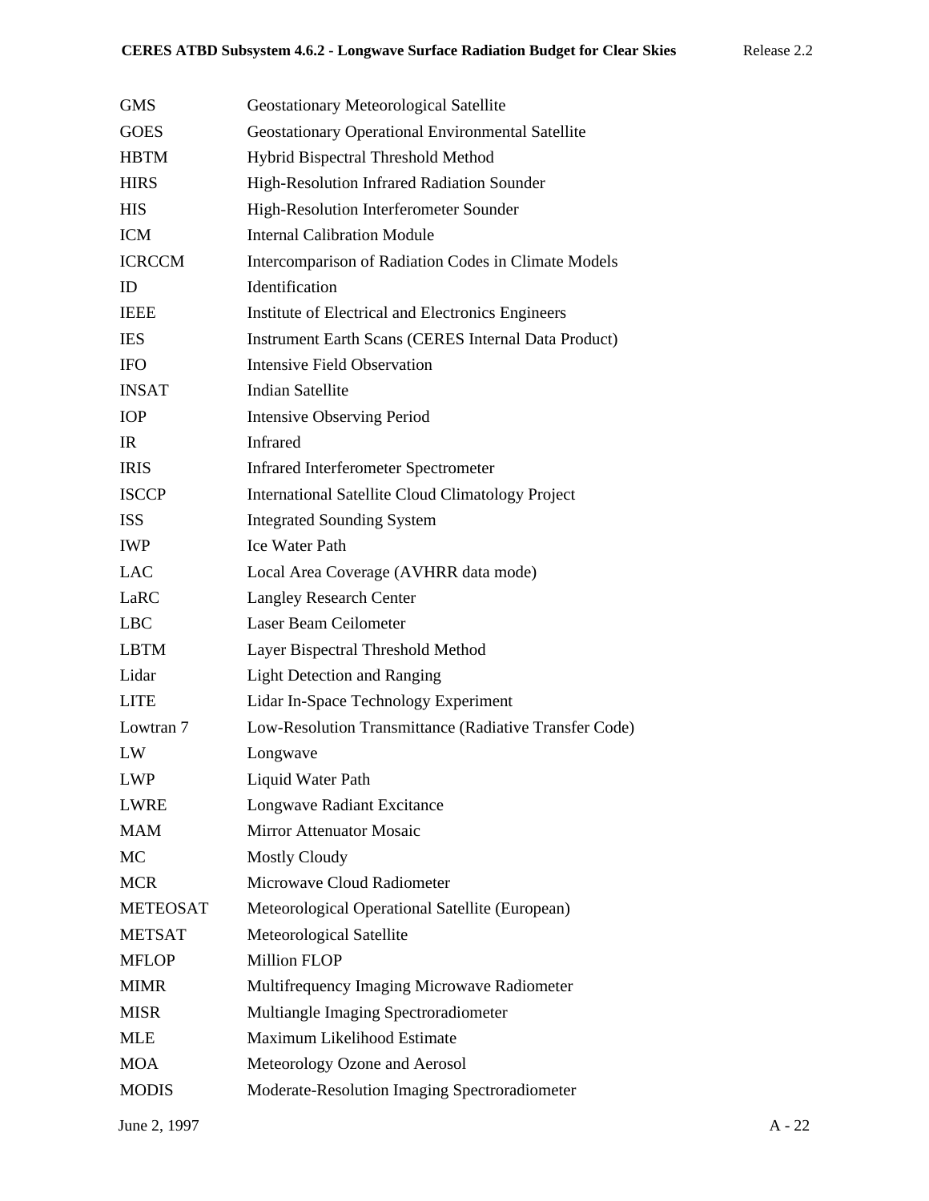| | |
|---|---|
| GMS | Geostationary Meteorological Satellite |
| GOES | Geostationary Operational Environmental Satellite |
| HBTM | Hybrid Bispectral Threshold Method |
| HIRS | High-Resolution Infrared Radiation Sounder |
| HIS | High-Resolution Interferometer Sounder |
| ICM | Internal Calibration Module |
| ICRCCM | Intercomparison of Radiation Codes in Climate Models |
| ID | Identification |
| IEEE | Institute of Electrical and Electronics Engineers |
| IES | Instrument Earth Scans (CERES Internal Data Product) |
| IFO | Intensive Field Observation |
| INSAT | Indian Satellite |
| IOP | Intensive Observing Period |
| IR | Infrared |
| IRIS | Infrared Interferometer Spectrometer |
| ISCCP | International Satellite Cloud Climatology Project |
| ISS | Integrated Sounding System |
| IWP | Ice Water Path |
| LAC | Local Area Coverage (AVHRR data mode) |
| LaRC | Langley Research Center |
| LBC | Laser Beam Ceilometer |
| LBTM | Layer Bispectral Threshold Method |
| Lidar | Light Detection and Ranging |
| LITE | Lidar In-Space Technology Experiment |
| Lowtran 7 | Low-Resolution Transmittance (Radiative Transfer Code) |
| LW | Longwave |
| LWP | Liquid Water Path |
| LWRE | Longwave Radiant Excitance |
| MAM | Mirror Attenuator Mosaic |
| MC | Mostly Cloudy |
| MCR | Microwave Cloud Radiometer |
| METEOSAT | Meteorological Operational Satellite (European) |
| METSAT | Meteorological Satellite |
| MFLOP | Million FLOP |
| MIMR | Multifrequency Imaging Microwave Radiometer |
| MISR | Multiangle Imaging Spectroradiometer |
| MLE | Maximum Likelihood Estimate |
| MOA | Meteorology Ozone and Aerosol |
| MODIS | Moderate-Resolution Imaging Spectroradiometer |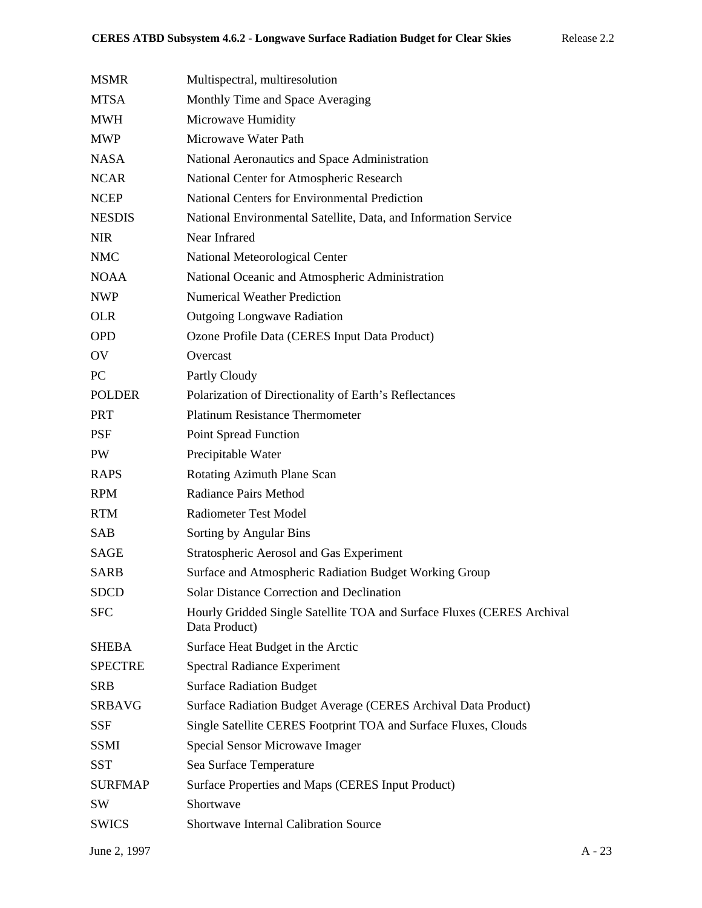| | |
|---|---|
| MSMR | Multispectral, multiresolution |
| MTSA | Monthly Time and Space Averaging |
| MWH | Microwave Humidity |
| MWP | Microwave Water Path |
| NASA | National Aeronautics and Space Administration |
| NCAR | National Center for Atmospheric Research |
| NCEP | National Centers for Environmental Prediction |
| NESDIS | National Environmental Satellite, Data, and Information Service |
| NIR | Near Infrared |
| NMC | National Meteorological Center |
| NOAA | National Oceanic and Atmospheric Administration |
| NWP | Numerical Weather Prediction |
| OLR | Outgoing Longwave Radiation |
| OPD | Ozone Profile Data (CERES Input Data Product) |
| OV | Overcast |
| PC | Partly Cloudy |
| POLDER | Polarization of Directionality of Earth's Reflectances |
| PRT | Platinum Resistance Thermometer |
| PSF | Point Spread Function |
| PW | Precipitable Water |
| RAPS | Rotating Azimuth Plane Scan |
| RPM | Radiance Pairs Method |
| RTM | Radiometer Test Model |
| SAB | Sorting by Angular Bins |
| SAGE | Stratospheric Aerosol and Gas Experiment |
| SARB | Surface and Atmospheric Radiation Budget Working Group |
| SDCD | Solar Distance Correction and Declination |
| SFC | Hourly Gridded Single Satellite TOA and Surface Fluxes (CERES Archival Data Product) |
| SHEBA | Surface Heat Budget in the Arctic |
| SPECTRE | Spectral Radiance Experiment |
| SRB | Surface Radiation Budget |
| SRBAVG | Surface Radiation Budget Average (CERES Archival Data Product) |
| SSF | Single Satellite CERES Footprint TOA and Surface Fluxes, Clouds |
| SSMI | Special Sensor Microwave Imager |
| SST | Sea Surface Temperature |
| SURFMAP | Surface Properties and Maps (CERES Input Product) |
| SW | Shortwave |
| SWICS | Shortwave Internal Calibration Source |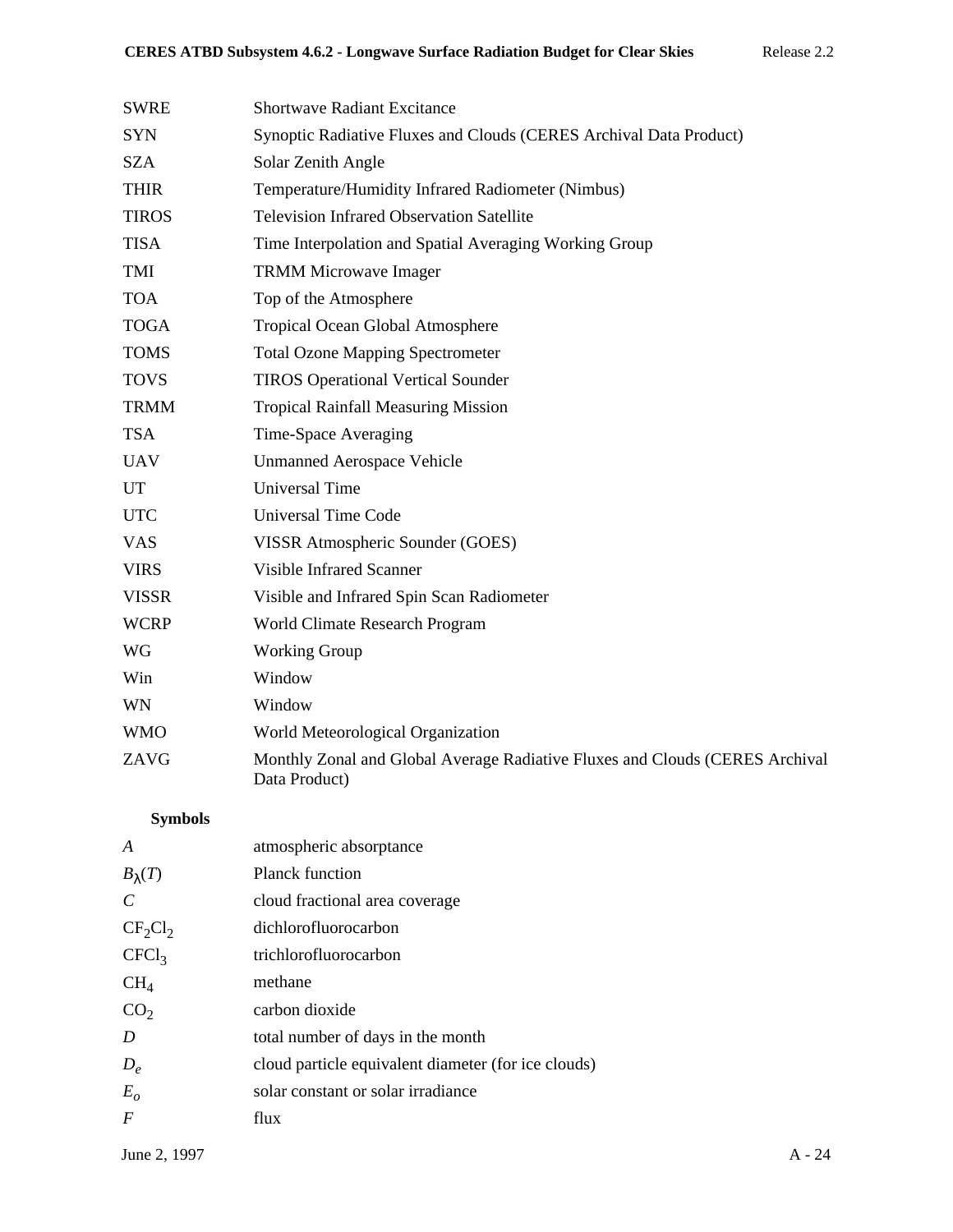| | |
|---|---|
| SWRE | Shortwave Radiant Excitance |
| SYN | Synoptic Radiative Fluxes and Clouds (CERES Archival Data Product) |
| SZA | Solar Zenith Angle |
| THIR | Temperature/Humidity Infrared Radiometer (Nimbus) |
| TIROS | Television Infrared Observation Satellite |
| TISA | Time Interpolation and Spatial Averaging Working Group |
| TMI | TRMM Microwave Imager |
| TOA | Top of the Atmosphere |
| TOGA | Tropical Ocean Global Atmosphere |
| TOMS | Total Ozone Mapping Spectrometer |
| TOVS | TIROS Operational Vertical Sounder |
| TRMM | Tropical Rainfall Measuring Mission |
| TSA | Time-Space Averaging |
| UAV | Unmanned Aerospace Vehicle |
| UT | Universal Time |
| UTC | Universal Time Code |
| VAS | VISSR Atmospheric Sounder (GOES) |
| VIRS | Visible Infrared Scanner |
| VISSR | Visible and Infrared Spin Scan Radiometer |
| WCRP | World Climate Research Program |
| WG | Working Group |
| Win | Window |
| WN | Window |
| WMO | World Meteorological Organization |
| ZAVG | Monthly Zonal and Global Average Radiative Fluxes and Clouds (CERES Archival Data Product) |

**Symbols**

| | |
|---|---|
| $A$ | atmospheric absorptance |
| $B_\lambda(T)$ | Planck function |
| $C$ | cloud fractional area coverage |
| $CF_2Cl_2$ | dichlorofluorocarbon |
| $CFCl_3$ | trichlorofluorocarbon |
| $CH_4$ | methane |
| $CO_2$ | carbon dioxide |
| $D$ | total number of days in the month |
| $D_e$ | cloud particle equivalent diameter (for ice clouds) |
| $E_o$ | solar constant or solar irradiance |
| $F$ | flux |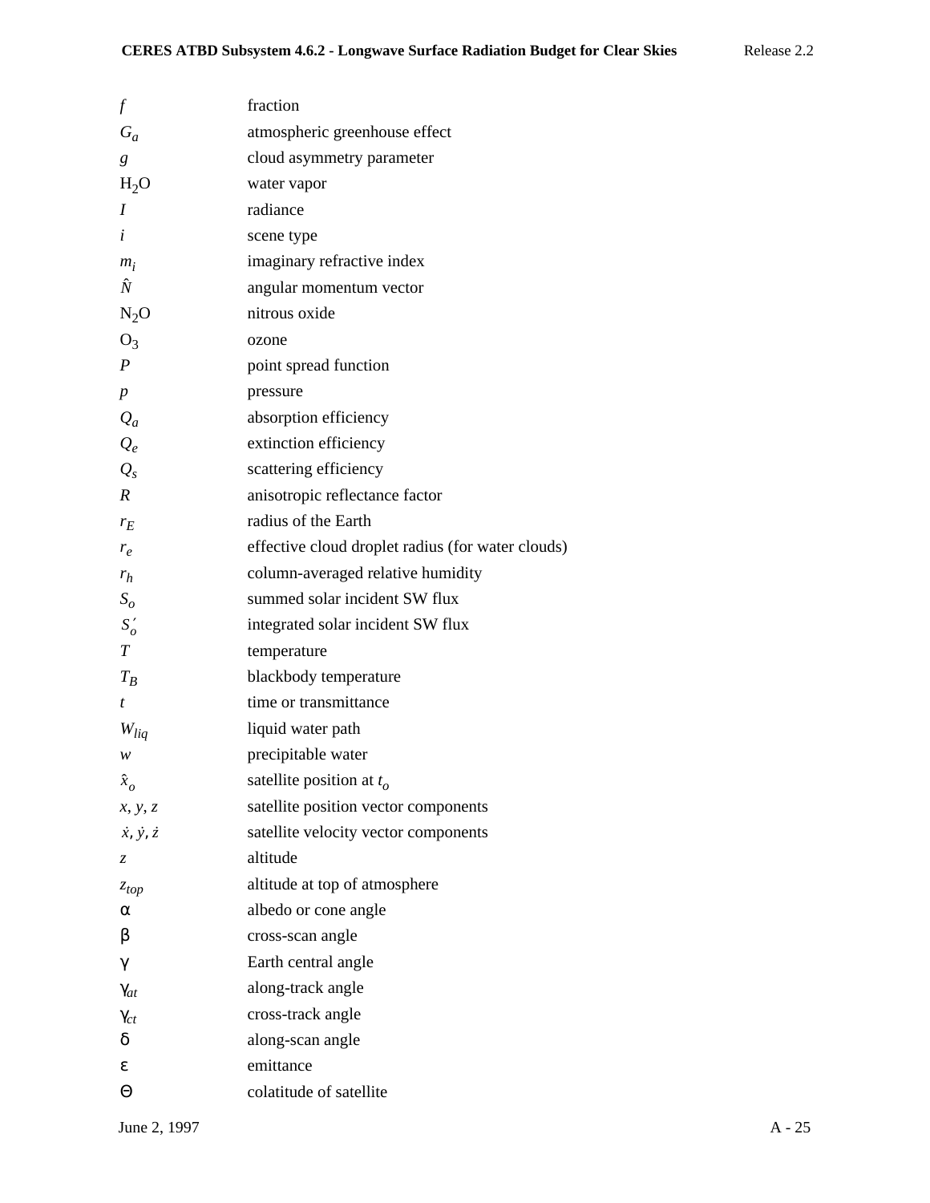| | |
|---|---|
| $f$ | fraction |
| $G_a$ | atmospheric greenhouse effect |
| $g$ | cloud asymmetry parameter |
| $H_2O$ | water vapor |
| $I$ | radiance |
| $i$ | scene type |
| $m_i$ | imaginary refractive index |
| $\hat{N}$ | angular momentum vector |
| $N_2O$ | nitrous oxide |
| $O_3$ | ozone |
| $P$ | point spread function |
| $p$ | pressure |
| $Q_a$ | absorption efficiency |
| $Q_e$ | extinction efficiency |
| $Q_s$ | scattering efficiency |
| $R$ | anisotropic reflectance factor |
| $r_E$ | radius of the Earth |
| $r_e$ | effective cloud droplet radius (for water clouds) |
| $r_h$ | column-averaged relative humidity |
| $S_o$ | summed solar incident SW flux |
| $S_o'$ | integrated solar incident SW flux |
| $T$ | temperature |
| $T_B$ | blackbody temperature |
| $t$ | time or transmittance |
| $W_{liq}$ | liquid water path |
| $w$ | precipitable water |
| $\hat{x}_o$ | satellite position at $t_o$ |
| $x, y, z$ | satellite position vector components |
| $\dot{x}, \dot{y}, \dot{z}$ | satellite velocity vector components |
| $z$ | altitude |
| $z_{top}$ | altitude at top of atmosphere |
| $\alpha$ | albedo or cone angle |
| $\beta$ | cross-scan angle |
| $\gamma$ | Earth central angle |
| $\gamma_{at}$ | along-track angle |
| $\gamma_{ct}$ | cross-track angle |
| $\delta$ | along-scan angle |
| $\varepsilon$ | emittance |
| $\Theta$ | colatitude of satellite |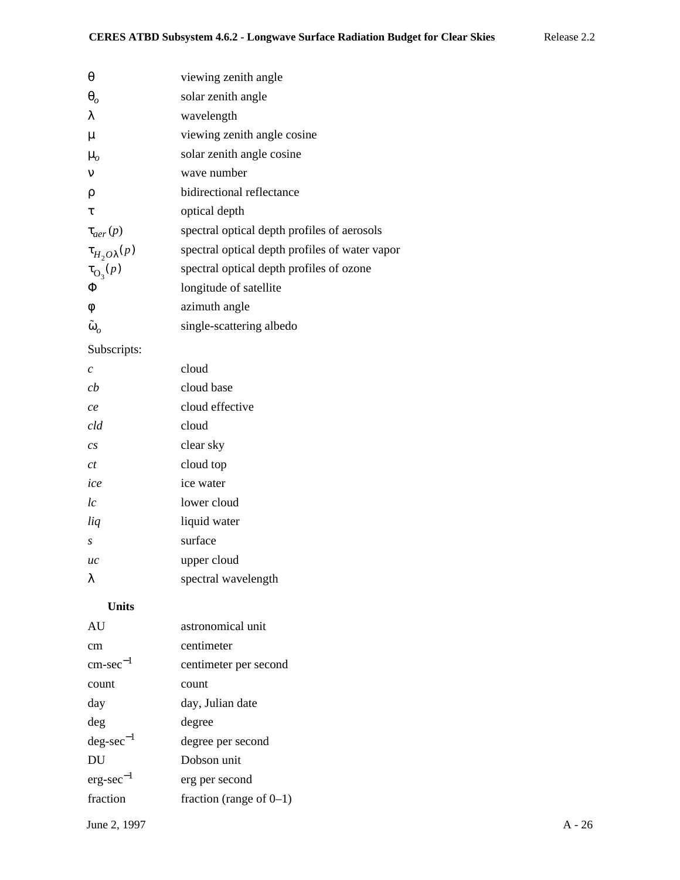| | |
|---|---|
| $\theta$ | viewing zenith angle |
| $\theta_o$ | solar zenith angle |
| $\lambda$ | wavelength |
| $\mu$ | viewing zenith angle cosine |
| $\mu_o$ | solar zenith angle cosine |
| $\nu$ | wave number |
| $\rho$ | bidirectional reflectance |
| $\tau$ | optical depth |
| $\tau_{aer}(p)$ | spectral optical depth profiles of aerosols |
| $\tau_{H_2O\lambda}(p)$ | spectral optical depth profiles of water vapor |
| $\tau_{O_3}(p)$ | spectral optical depth profiles of ozone |
| $\Phi$ | longitude of satellite |
| $\phi$ | azimuth angle |
| $\tilde{\omega}_o$ | single-scattering albedo |

Subscripts:

| | |
|---|---|
| *c* | cloud |
| *cb* | cloud base |
| *ce* | cloud effective |
| *cld* | cloud |
| *cs* | clear sky |
| *ct* | cloud top |
| *ice* | ice water |
| *lc* | lower cloud |
| *liq* | liquid water |
| *s* | surface |
| *uc* | upper cloud |
| $\lambda$ | spectral wavelength |

**Units**

| | |
|---|---|
| AU | astronomical unit |
| cm | centimeter |
| cm-sec$^{-1}$ | centimeter per second |
| count | count |
| day | day, Julian date |
| deg | degree |
| deg-sec$^{-1}$ | degree per second |
| DU | Dobson unit |
| erg-sec$^{-1}$ | erg per second |
| fraction | fraction (range of 0–1) |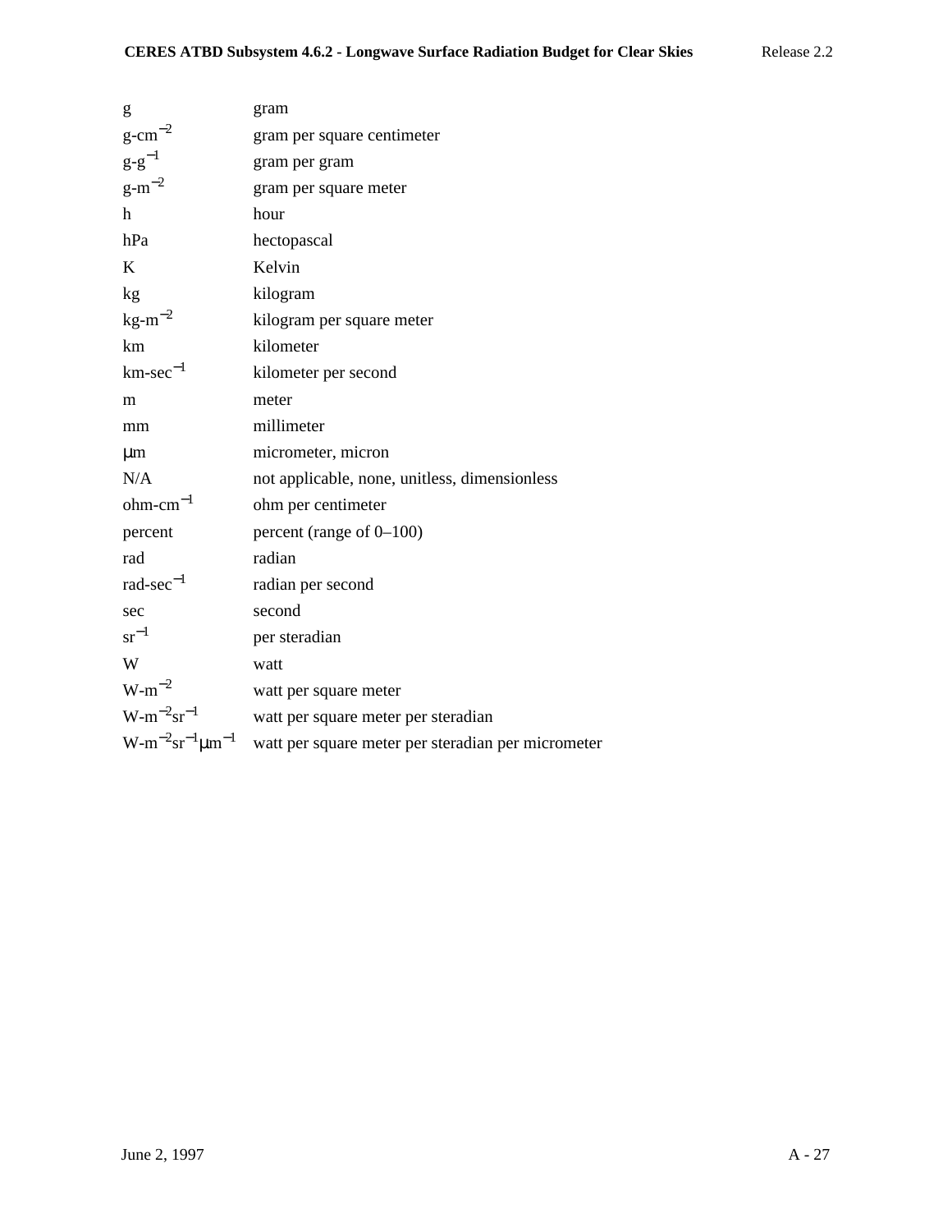| | |
|---|---|
| g | gram |
| g-cm$^{-2}$ | gram per square centimeter |
| g-g$^{-1}$ | gram per gram |
| g-m$^{-2}$ | gram per square meter |
| h | hour |
| hPa | hectopascal |
| K | Kelvin |
| kg | kilogram |
| kg-m$^{-2}$ | kilogram per square meter |
| km | kilometer |
| km-sec$^{-1}$ | kilometer per second |
| m | meter |
| mm | millimeter |
| μm | micrometer, micron |
| N/A | not applicable, none, unitless, dimensionless |
| ohm-cm$^{-1}$ | ohm per centimeter |
| percent | percent (range of 0–100) |
| rad | radian |
| rad-sec$^{-1}$ | radian per second |
| sec | second |
| sr$^{-1}$ | per steradian |
| W | watt |
| W-m$^{-2}$ | watt per square meter |
| W-m$^{-2}$sr$^{-1}$ | watt per square meter per steradian |
| W-m$^{-2}$sr$^{-1}$μm$^{-1}$ | watt per square meter per steradian per micrometer |